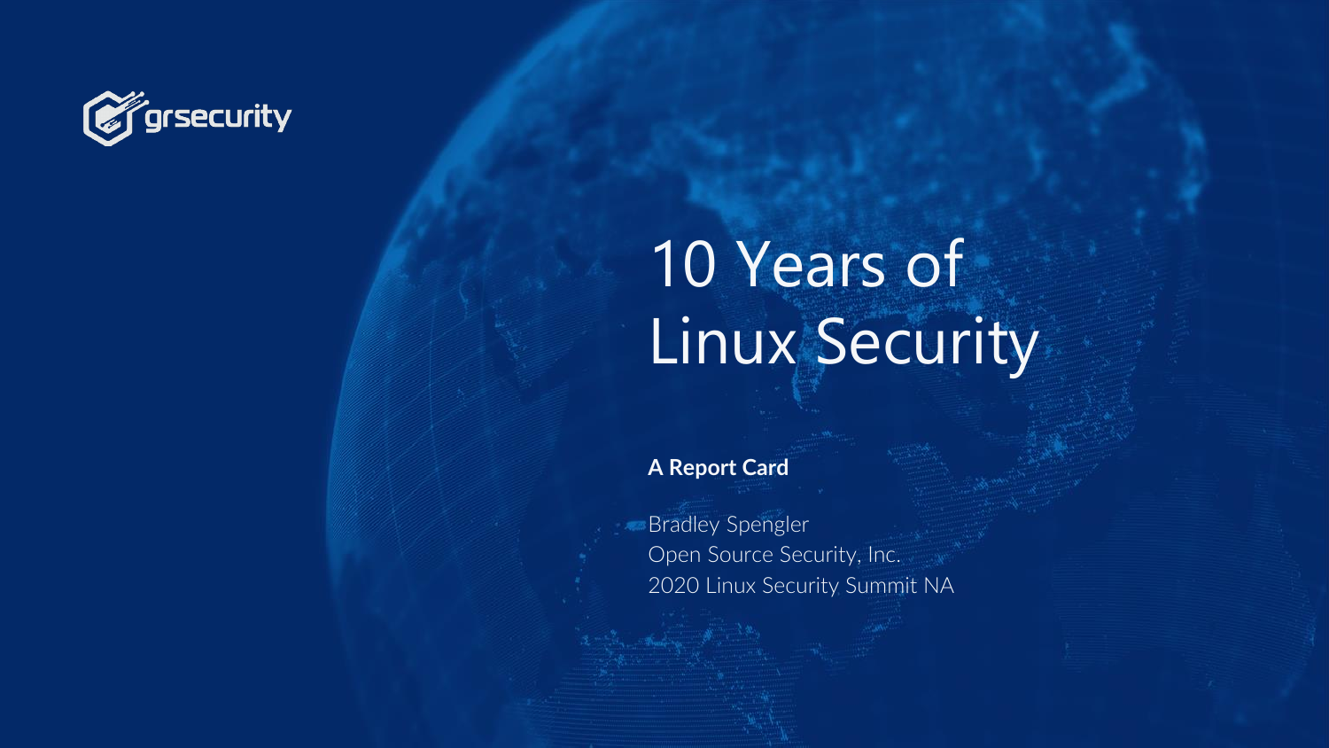grsecurity

# 10 Years of Linux Security

**A Report Card**

Bradley Spengler
Open Source Security, Inc.
2020 Linux Security Summit NA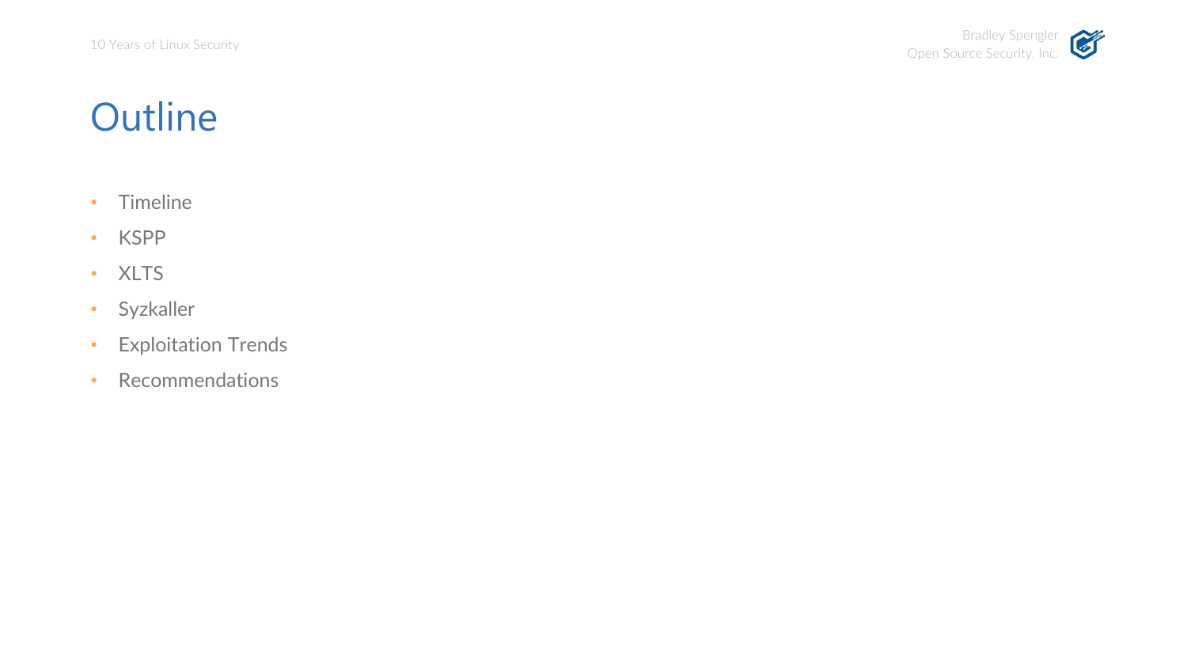# Outline

- Timeline
- KSPP
- XLTS
- Syzkaller
- Exploitation Trends
- Recommendations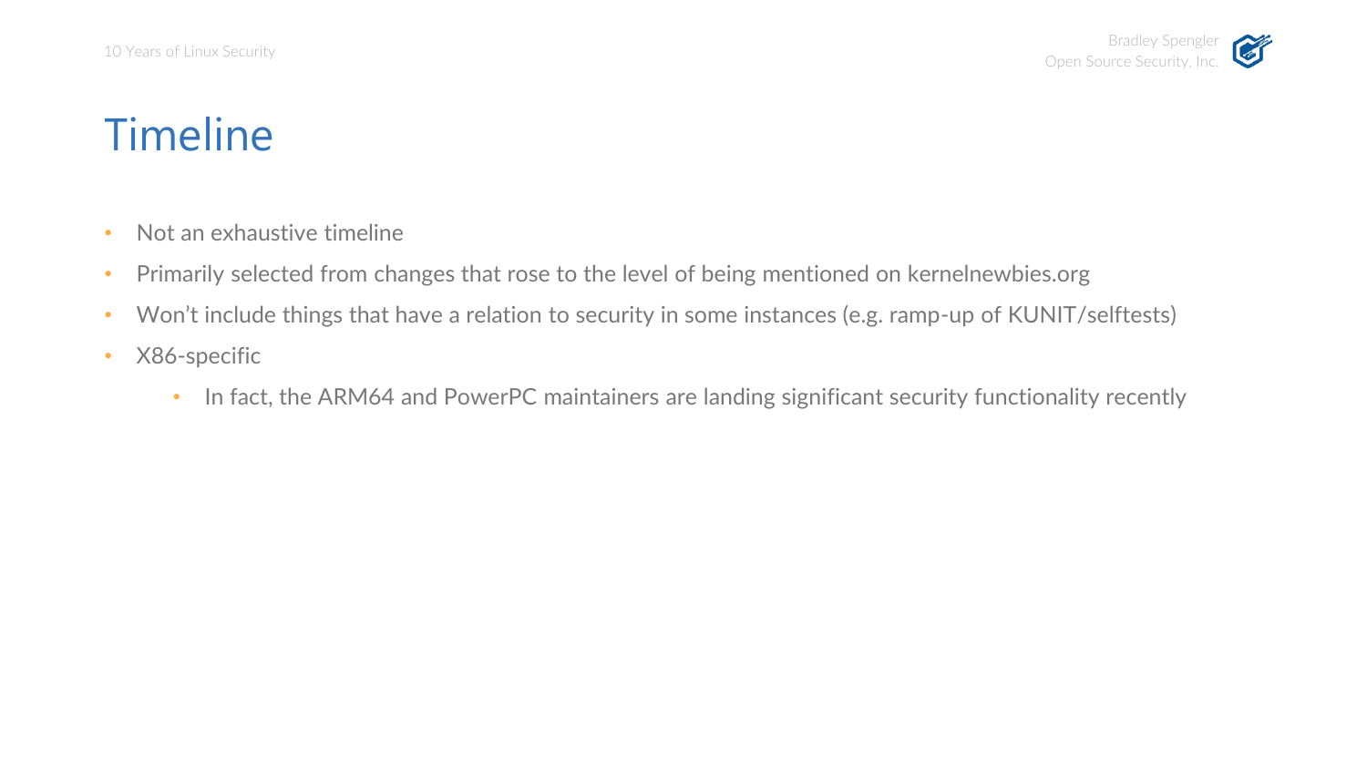# Timeline

- Not an exhaustive timeline
- Primarily selected from changes that rose to the level of being mentioned on kernelnewbies.org
- Won't include things that have a relation to security in some instances (e.g. ramp-up of KUNIT/selftests)
- X86-specific
  - In fact, the ARM64 and PowerPC maintainers are landing significant security functionality recently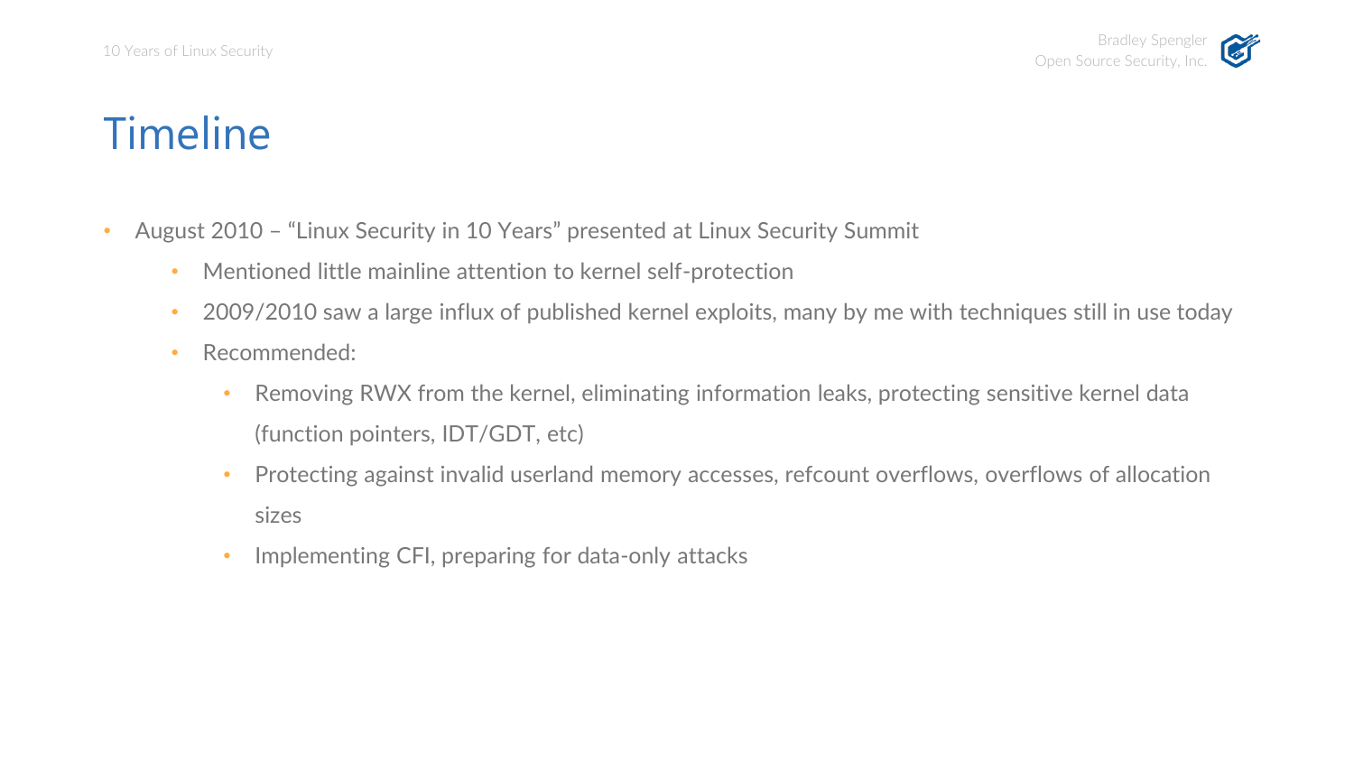# Timeline

- August 2010 – "Linux Security in 10 Years" presented at Linux Security Summit
  - Mentioned little mainline attention to kernel self-protection
  - 2009/2010 saw a large influx of published kernel exploits, many by me with techniques still in use today
  - Recommended:
    - Removing RWX from the kernel, eliminating information leaks, protecting sensitive kernel data (function pointers, IDT/GDT, etc)
    - Protecting against invalid userland memory accesses, refcount overflows, overflows of allocation sizes
    - Implementing CFI, preparing for data-only attacks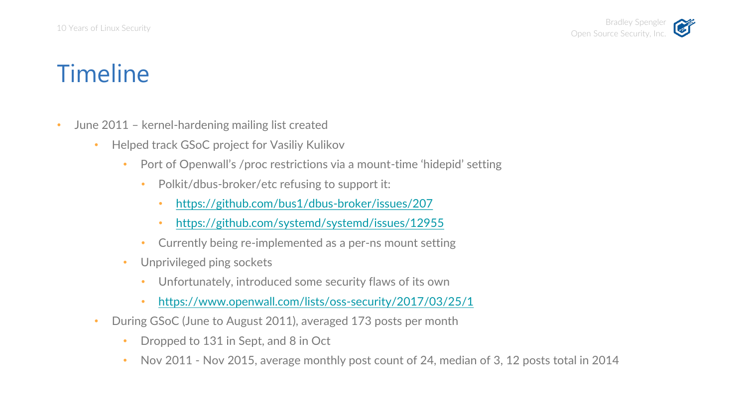# Timeline

- June 2011 – kernel-hardening mailing list created
  - Helped track GSoC project for Vasiliy Kulikov
    - Port of Openwall's /proc restrictions via a mount-time 'hidepid' setting
      - Polkit/dbus-broker/etc refusing to support it:
        - https://github.com/bus1/dbus-broker/issues/207
        - https://github.com/systemd/systemd/issues/12955
      - Currently being re-implemented as a per-ns mount setting
    - Unprivileged ping sockets
      - Unfortunately, introduced some security flaws of its own
      - https://www.openwall.com/lists/oss-security/2017/03/25/1
  - During GSoC (June to August 2011), averaged 173 posts per month
    - Dropped to 131 in Sept, and 8 in Oct
    - Nov 2011 - Nov 2015, average monthly post count of 24, median of 3, 12 posts total in 2014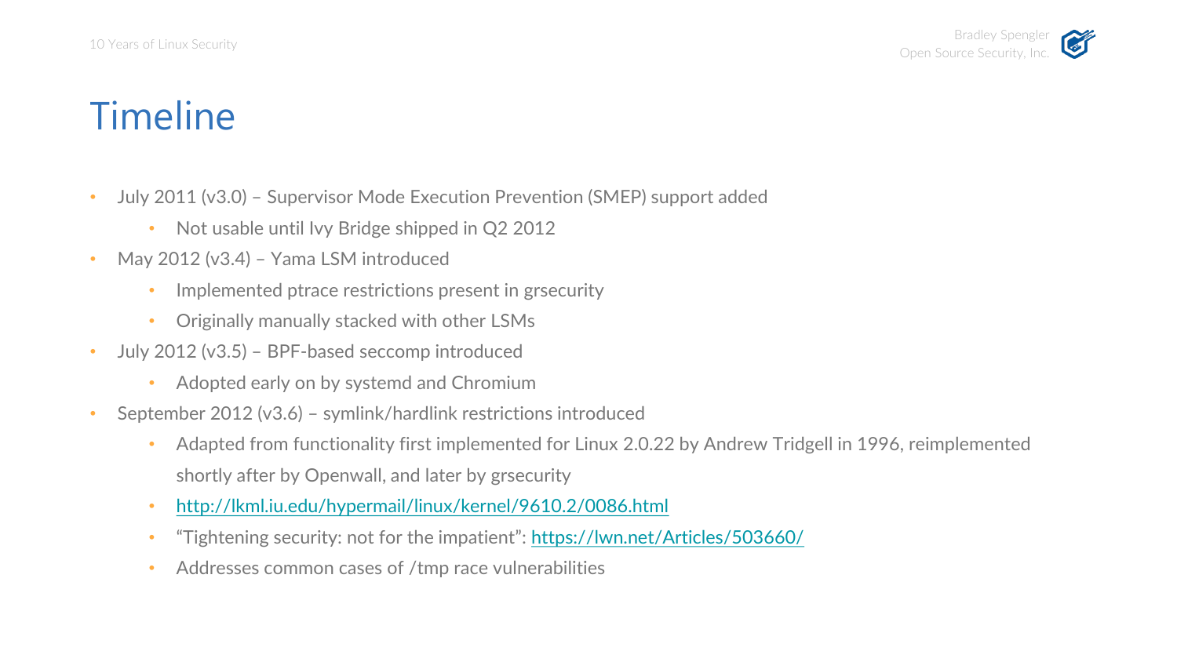# Timeline

- July 2011 (v3.0) – Supervisor Mode Execution Prevention (SMEP) support added
  - Not usable until Ivy Bridge shipped in Q2 2012
- May 2012 (v3.4) – Yama LSM introduced
  - Implemented ptrace restrictions present in grsecurity
  - Originally manually stacked with other LSMs
- July 2012 (v3.5) – BPF-based seccomp introduced
  - Adopted early on by systemd and Chromium
- September 2012 (v3.6) – symlink/hardlink restrictions introduced
  - Adapted from functionality first implemented for Linux 2.0.22 by Andrew Tridgell in 1996, reimplemented shortly after by Openwall, and later by grsecurity
  - [http://lkml.iu.edu/hypermail/linux/kernel/9610.2/0086.html](http://lkml.iu.edu/hypermail/linux/kernel/9610.2/0086.html)
  - "Tightening security: not for the impatient": [https://lwn.net/Articles/503660/](https://lwn.net/Articles/503660/)
  - Addresses common cases of /tmp race vulnerabilities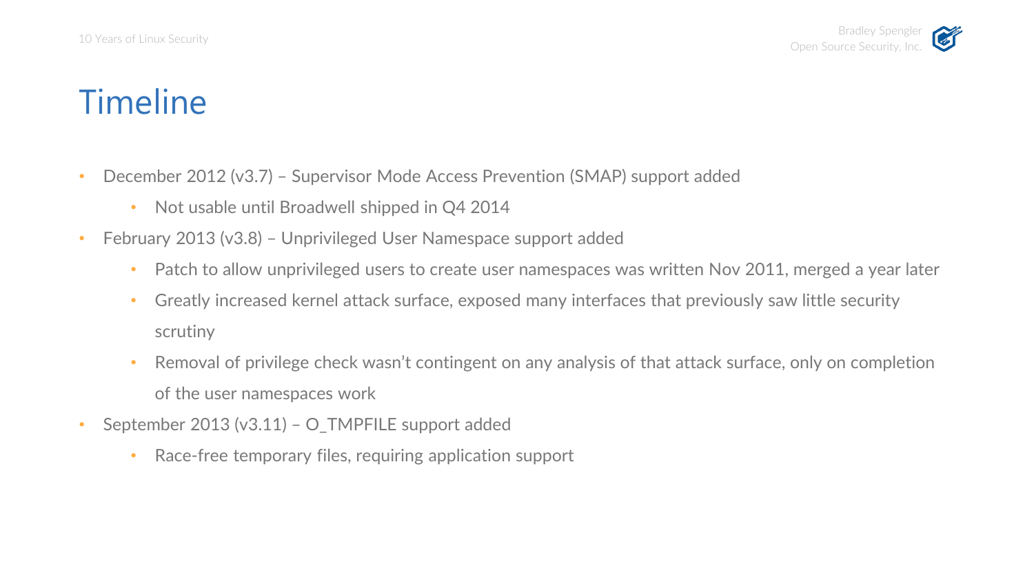# Timeline

- December 2012 (v3.7) – Supervisor Mode Access Prevention (SMAP) support added
  - Not usable until Broadwell shipped in Q4 2014
- February 2013 (v3.8) – Unprivileged User Namespace support added
  - Patch to allow unprivileged users to create user namespaces was written Nov 2011, merged a year later
  - Greatly increased kernel attack surface, exposed many interfaces that previously saw little security scrutiny
  - Removal of privilege check wasn't contingent on any analysis of that attack surface, only on completion of the user namespaces work
- September 2013 (v3.11) – O_TMPFILE support added
  - Race-free temporary files, requiring application support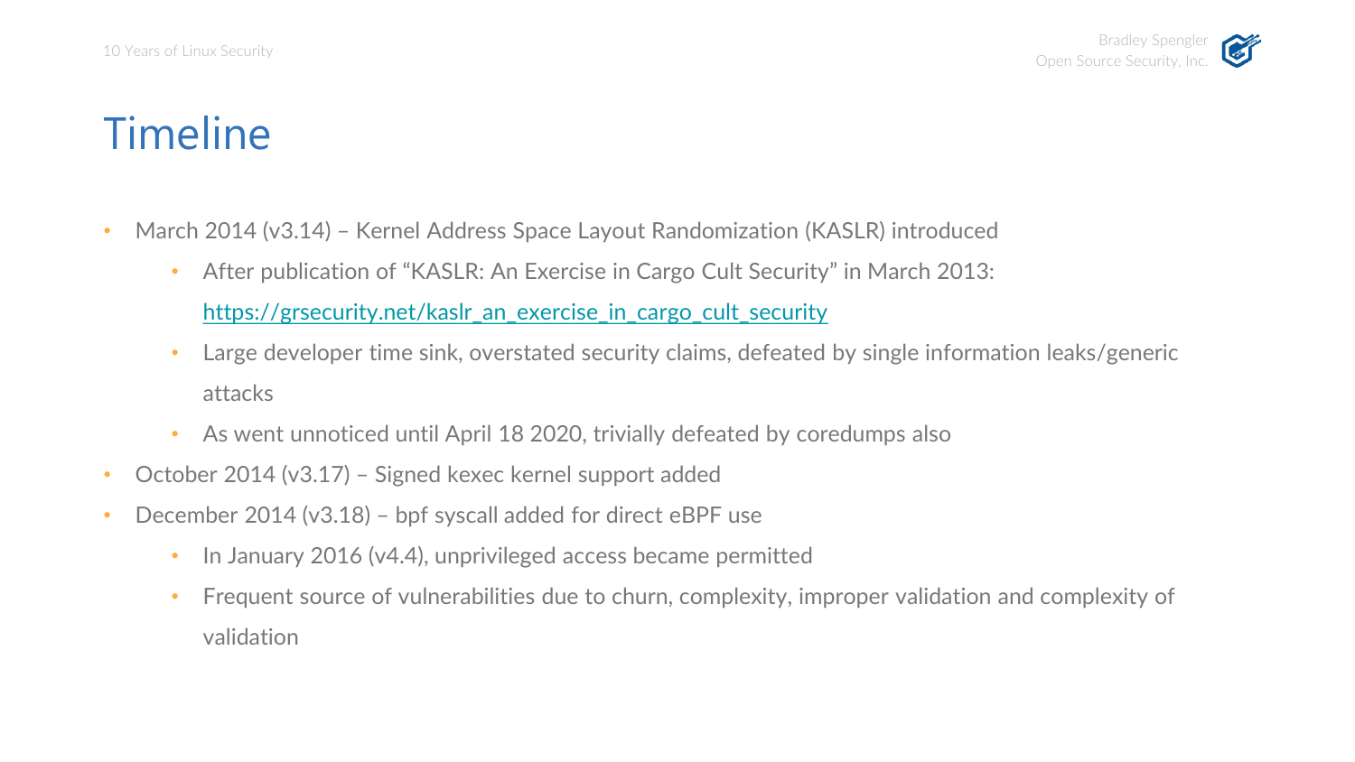# Timeline

- March 2014 (v3.14) – Kernel Address Space Layout Randomization (KASLR) introduced
  - After publication of "KASLR: An Exercise in Cargo Cult Security" in March 2013: [https://grsecurity.net/kaslr_an_exercise_in_cargo_cult_security](https://grsecurity.net/kaslr_an_exercise_in_cargo_cult_security)
  - Large developer time sink, overstated security claims, defeated by single information leaks/generic attacks
  - As went unnoticed until April 18 2020, trivially defeated by coredumps also
- October 2014 (v3.17) – Signed kexec kernel support added
- December 2014 (v3.18) – bpf syscall added for direct eBPF use
  - In January 2016 (v4.4), unprivileged access became permitted
  - Frequent source of vulnerabilities due to churn, complexity, improper validation and complexity of validation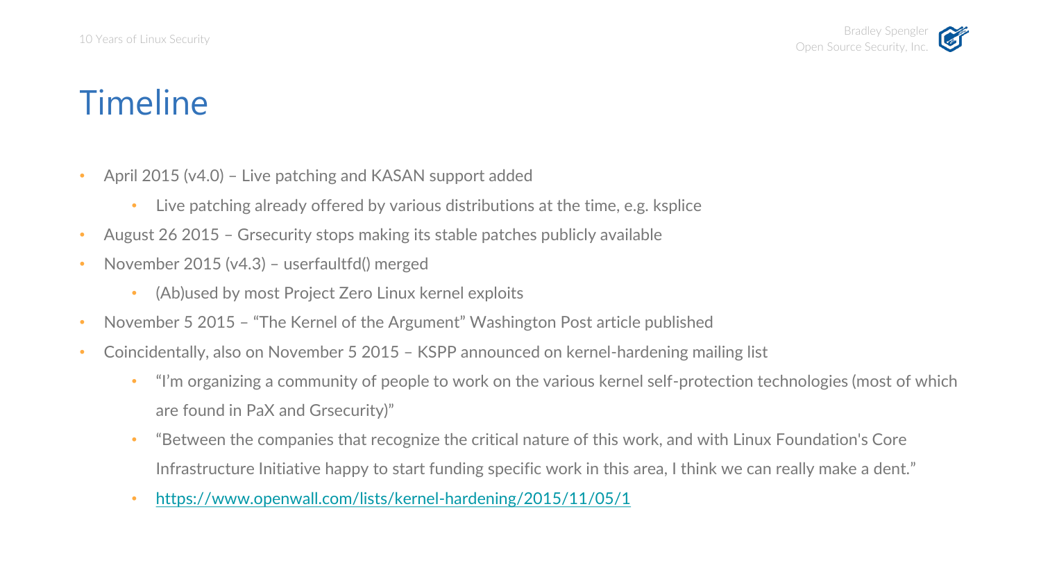# Timeline

- April 2015 (v4.0) – Live patching and KASAN support added
  - Live patching already offered by various distributions at the time, e.g. ksplice
- August 26 2015 – Grsecurity stops making its stable patches publicly available
- November 2015 (v4.3) – userfaultfd() merged
  - (Ab)used by most Project Zero Linux kernel exploits
- November 5 2015 – "The Kernel of the Argument" Washington Post article published
- Coincidentally, also on November 5 2015 – KSPP announced on kernel-hardening mailing list
  - "I'm organizing a community of people to work on the various kernel self-protection technologies (most of which are found in PaX and Grsecurity)"
  - "Between the companies that recognize the critical nature of this work, and with Linux Foundation's Core Infrastructure Initiative happy to start funding specific work in this area, I think we can really make a dent."
  - [https://www.openwall.com/lists/kernel-hardening/2015/11/05/1](https://www.openwall.com/lists/kernel-hardening/2015/11/05/1)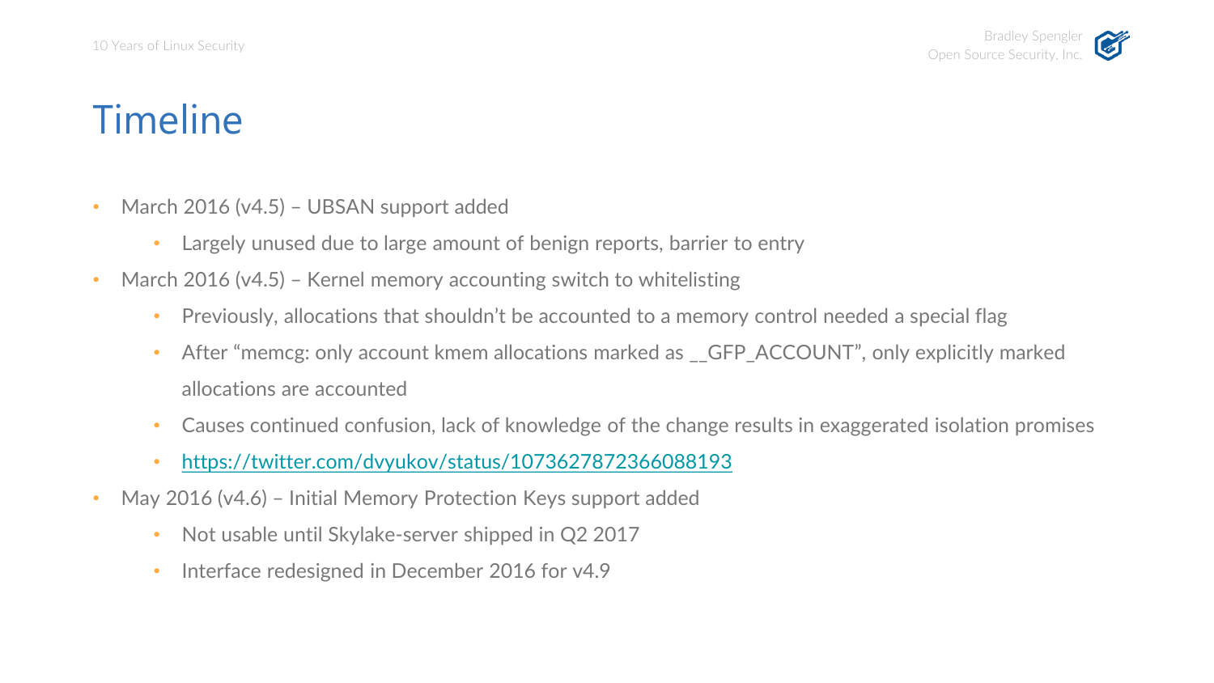# Timeline

- March 2016 (v4.5) – UBSAN support added
  - Largely unused due to large amount of benign reports, barrier to entry
- March 2016 (v4.5) – Kernel memory accounting switch to whitelisting
  - Previously, allocations that shouldn't be accounted to a memory control needed a special flag
  - After "memcg: only account kmem allocations marked as __GFP_ACCOUNT", only explicitly marked allocations are accounted
  - Causes continued confusion, lack of knowledge of the change results in exaggerated isolation promises
  - [https://twitter.com/dvyukov/status/1073627872366088193](https://twitter.com/dvyukov/status/1073627872366088193)
- May 2016 (v4.6) – Initial Memory Protection Keys support added
  - Not usable until Skylake-server shipped in Q2 2017
  - Interface redesigned in December 2016 for v4.9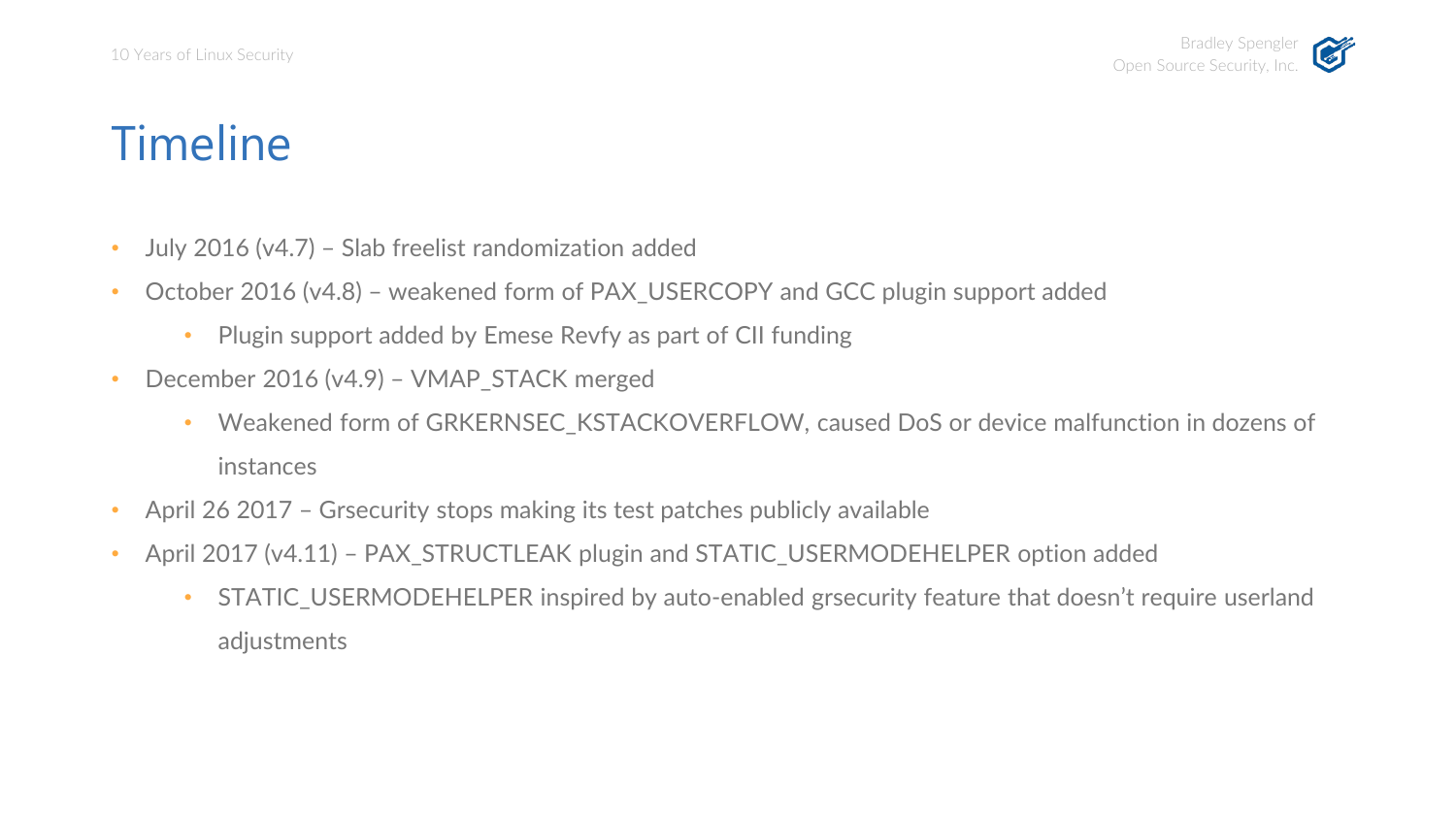# Timeline

- July 2016 (v4.7) – Slab freelist randomization added
- October 2016 (v4.8) – weakened form of PAX_USERCOPY and GCC plugin support added
  - Plugin support added by Emese Revfy as part of CII funding
- December 2016 (v4.9) – VMAP_STACK merged
  - Weakened form of GRKERNSEC_KSTACKOVERFLOW, caused DoS or device malfunction in dozens of instances
- April 26 2017 – Grsecurity stops making its test patches publicly available
- April 2017 (v4.11) – PAX_STRUCTLEAK plugin and STATIC_USERMODEHELPER option added
  - STATIC_USERMODEHELPER inspired by auto-enabled grsecurity feature that doesn't require userland adjustments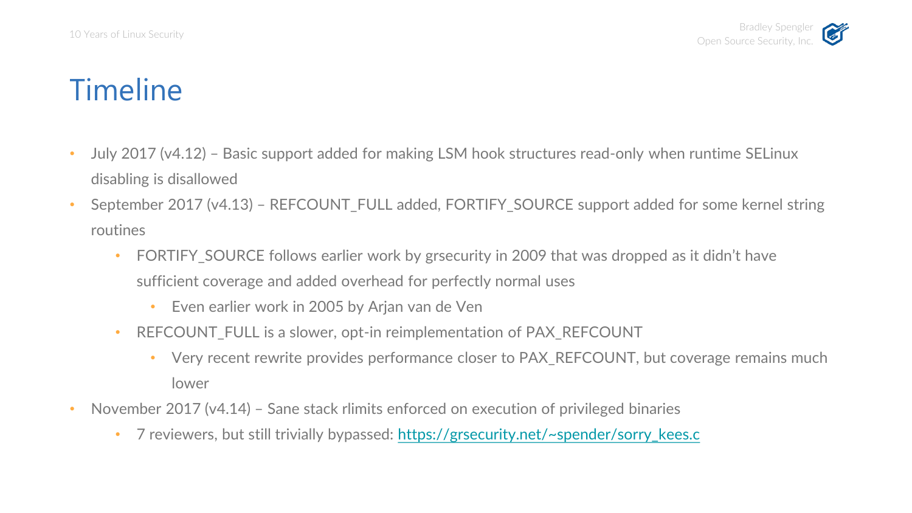# Timeline

- July 2017 (v4.12) – Basic support added for making LSM hook structures read-only when runtime SELinux disabling is disallowed
- September 2017 (v4.13) – REFCOUNT_FULL added, FORTIFY_SOURCE support added for some kernel string routines
  - FORTIFY_SOURCE follows earlier work by grsecurity in 2009 that was dropped as it didn't have sufficient coverage and added overhead for perfectly normal uses
    - Even earlier work in 2005 by Arjan van de Ven
  - REFCOUNT_FULL is a slower, opt-in reimplementation of PAX_REFCOUNT
    - Very recent rewrite provides performance closer to PAX_REFCOUNT, but coverage remains much lower
- November 2017 (v4.14) – Sane stack rlimits enforced on execution of privileged binaries
  - 7 reviewers, but still trivially bypassed: [https://grsecurity.net/~spender/sorry_kees.c](https://grsecurity.net/~spender/sorry_kees.c)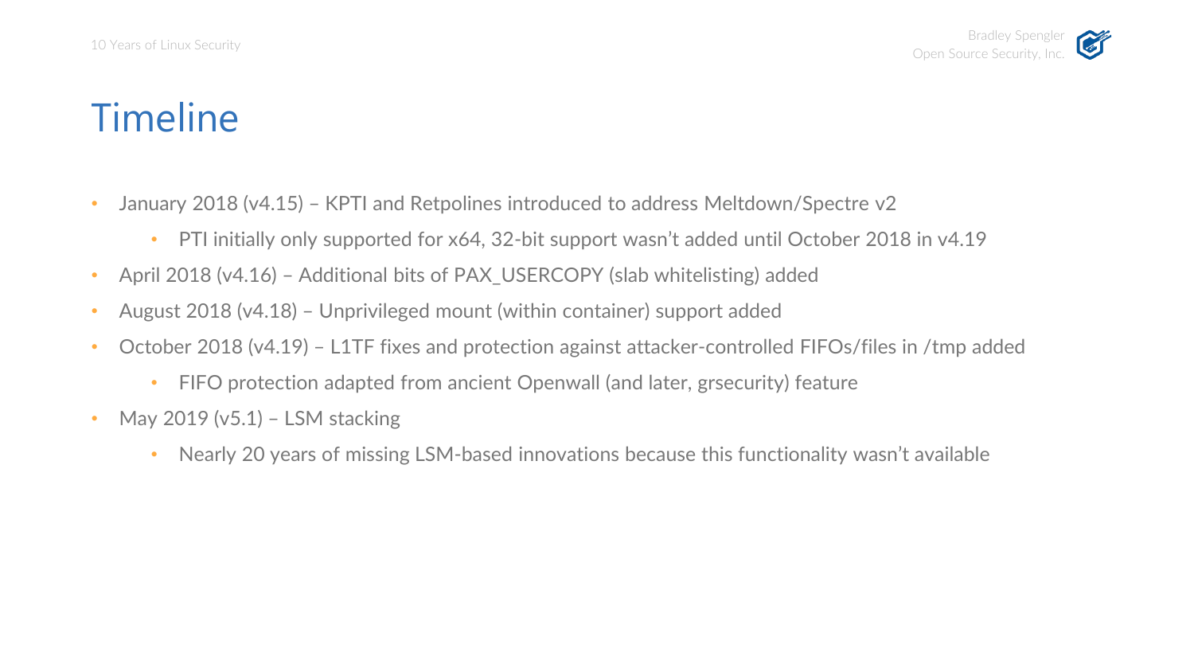# Timeline

- January 2018 (v4.15) – KPTI and Retpolines introduced to address Meltdown/Spectre v2
  - PTI initially only supported for x64, 32-bit support wasn't added until October 2018 in v4.19
- April 2018 (v4.16) – Additional bits of PAX_USERCOPY (slab whitelisting) added
- August 2018 (v4.18) – Unprivileged mount (within container) support added
- October 2018 (v4.19) – L1TF fixes and protection against attacker-controlled FIFOs/files in /tmp added
  - FIFO protection adapted from ancient Openwall (and later, grsecurity) feature
- May 2019 (v5.1) – LSM stacking
  - Nearly 20 years of missing LSM-based innovations because this functionality wasn't available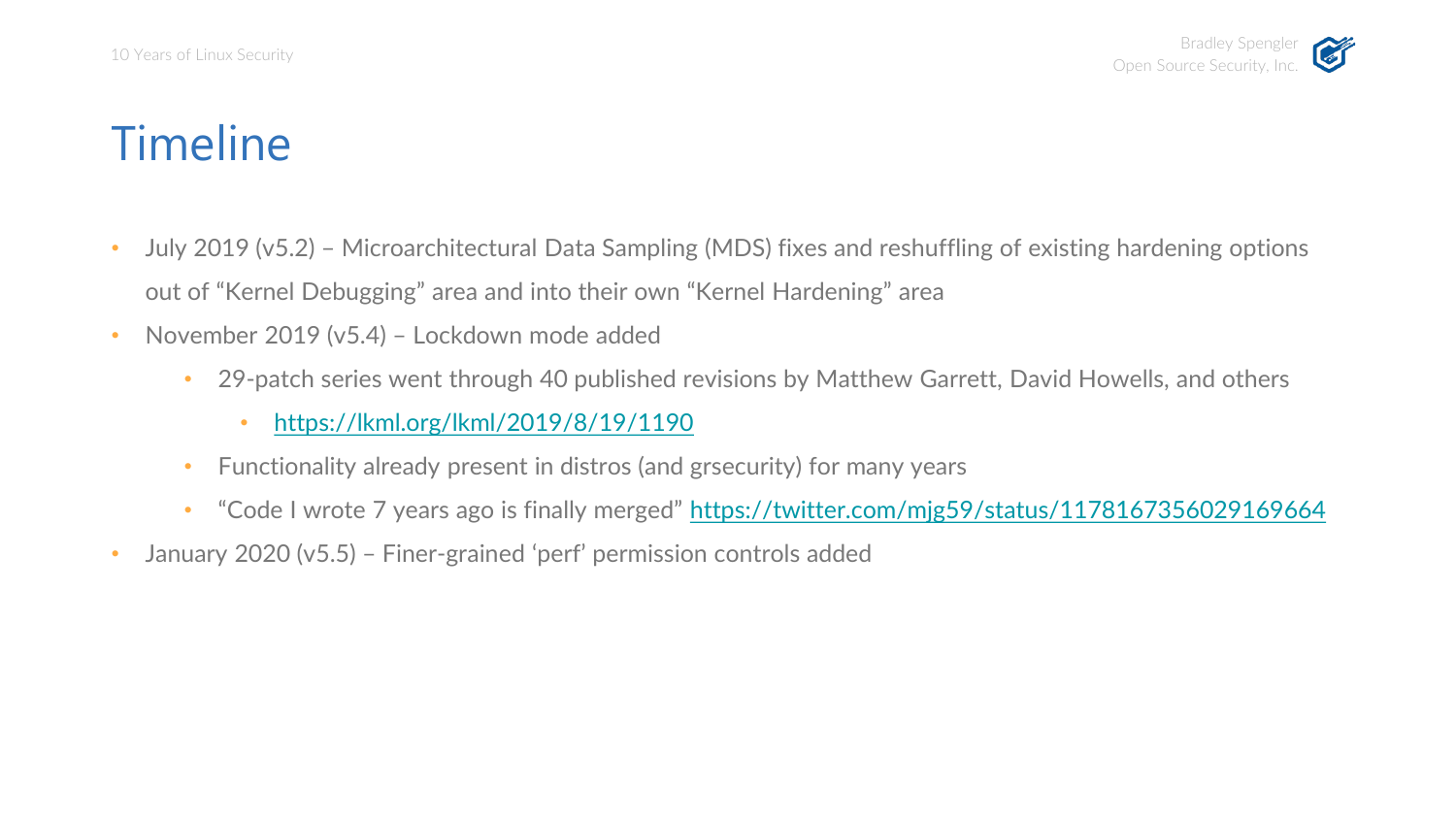# Timeline

- July 2019 (v5.2) – Microarchitectural Data Sampling (MDS) fixes and reshuffling of existing hardening options out of "Kernel Debugging" area and into their own "Kernel Hardening" area
- November 2019 (v5.4) – Lockdown mode added
  - 29-patch series went through 40 published revisions by Matthew Garrett, David Howells, and others
    - https://lkml.org/lkml/2019/8/19/1190
  - Functionality already present in distros (and grsecurity) for many years
  - "Code I wrote 7 years ago is finally merged" https://twitter.com/mjg59/status/1178167356029169664
- January 2020 (v5.5) – Finer-grained 'perf' permission controls added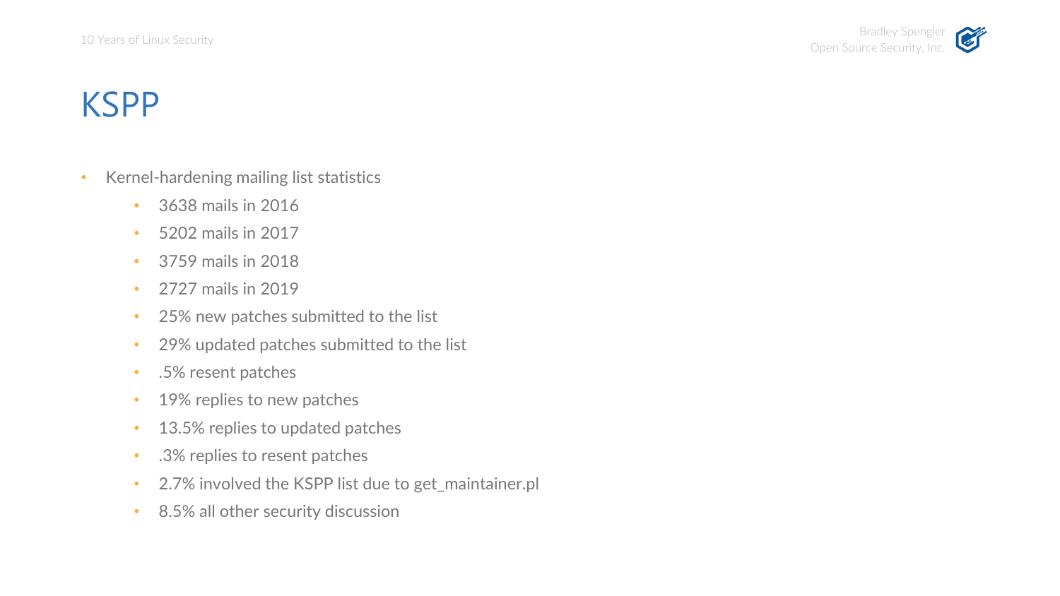# KSPP

- Kernel-hardening mailing list statistics
  - 3638 mails in 2016
  - 5202 mails in 2017
  - 3759 mails in 2018
  - 2727 mails in 2019
  - 25% new patches submitted to the list
  - 29% updated patches submitted to the list
  - .5% resent patches
  - 19% replies to new patches
  - 13.5% replies to updated patches
  - .3% replies to resent patches
  - 2.7% involved the KSPP list due to get_maintainer.pl
  - 8.5% all other security discussion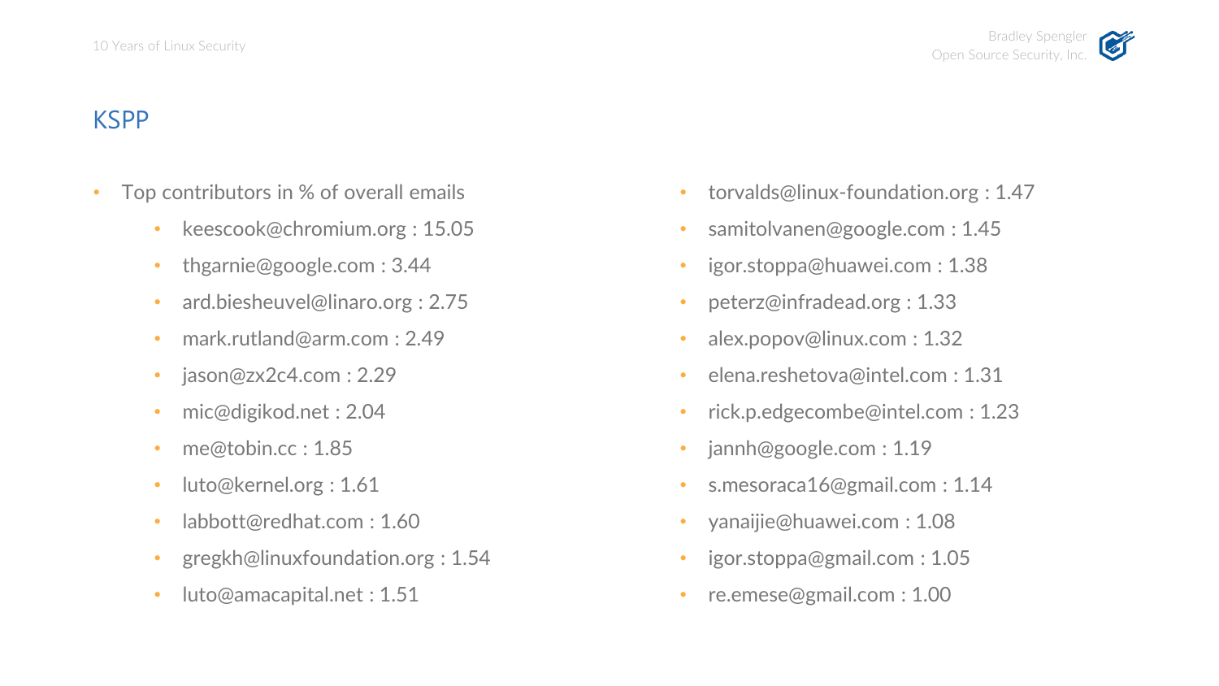## KSPP

- Top contributors in % of overall emails
  - keescook@chromium.org : 15.05
  - thgarnie@google.com : 3.44
  - ard.biesheuvel@linaro.org : 2.75
  - mark.rutland@arm.com : 2.49
  - jason@zx2c4.com : 2.29
  - mic@digikod.net : 2.04
  - me@tobin.cc : 1.85
  - luto@kernel.org : 1.61
  - labbott@redhat.com : 1.60
  - gregkh@linuxfoundation.org : 1.54
  - luto@amacapital.net : 1.51
- torvalds@linux-foundation.org : 1.47
- samitolvanen@google.com : 1.45
- igor.stoppa@huawei.com : 1.38
- peterz@infradead.org : 1.33
- alex.popov@linux.com : 1.32
- elena.reshetova@intel.com : 1.31
- rick.p.edgecombe@intel.com : 1.23
- jannh@google.com : 1.19
- s.mesoraca16@gmail.com : 1.14
- yanaijie@huawei.com : 1.08
- igor.stoppa@gmail.com : 1.05
- re.emese@gmail.com : 1.00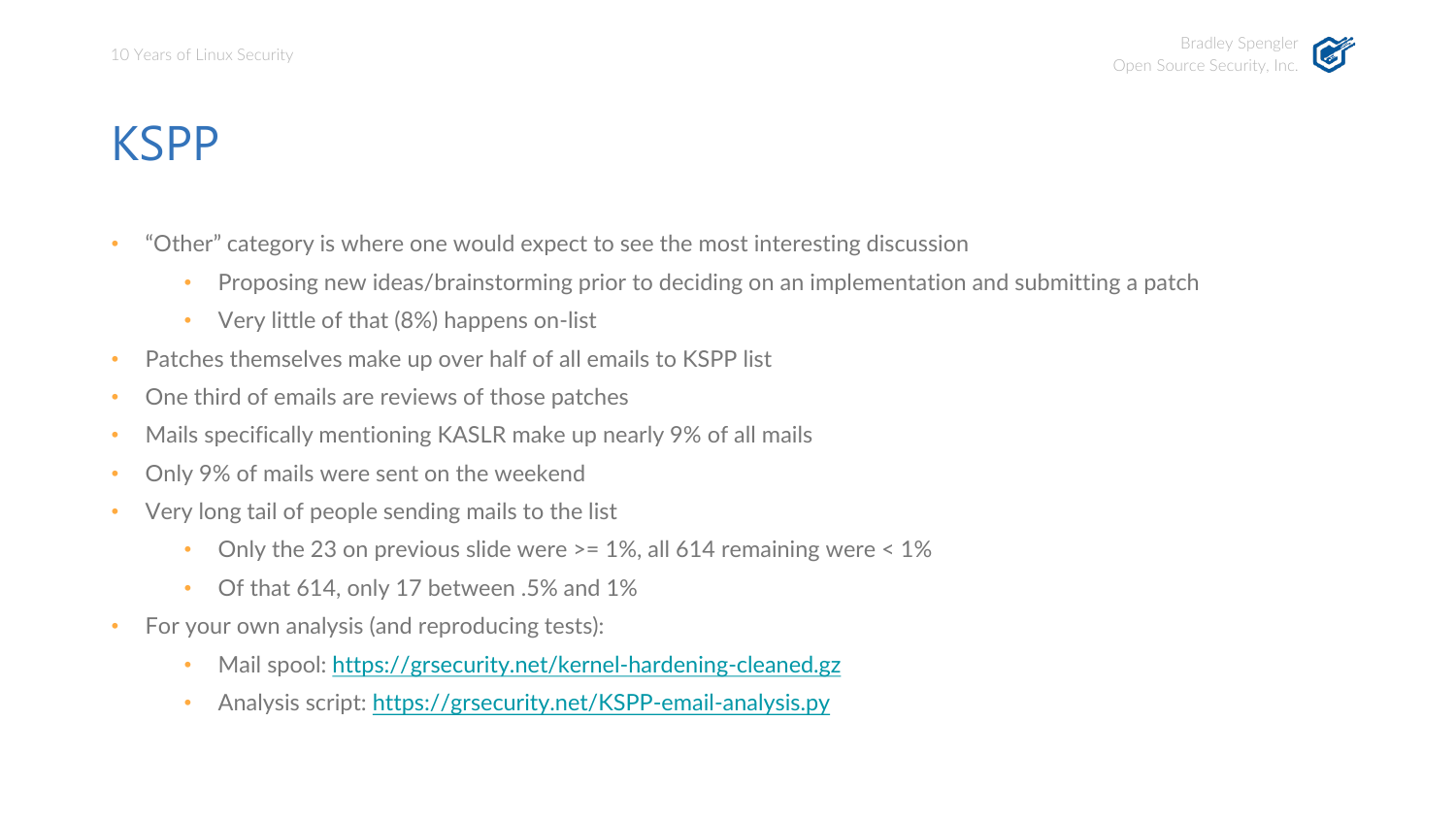# KSPP

- "Other" category is where one would expect to see the most interesting discussion
  - Proposing new ideas/brainstorming prior to deciding on an implementation and submitting a patch
  - Very little of that (8%) happens on-list
- Patches themselves make up over half of all emails to KSPP list
- One third of emails are reviews of those patches
- Mails specifically mentioning KASLR make up nearly 9% of all mails
- Only 9% of mails were sent on the weekend
- Very long tail of people sending mails to the list
  - Only the 23 on previous slide were >= 1%, all 614 remaining were < 1%
  - Of that 614, only 17 between .5% and 1%
- For your own analysis (and reproducing tests):
  - Mail spool: https://grsecurity.net/kernel-hardening-cleaned.gz
  - Analysis script: https://grsecurity.net/KSPP-email-analysis.py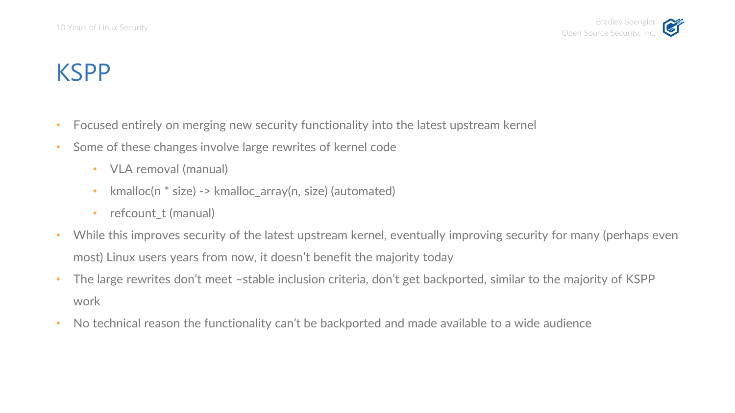# KSPP

- Focused entirely on merging new security functionality into the latest upstream kernel
- Some of these changes involve large rewrites of kernel code
  - VLA removal (manual)
  - kmalloc(n * size) -> kmalloc_array(n, size) (automated)
  - refcount_t (manual)
- While this improves security of the latest upstream kernel, eventually improving security for many (perhaps even most) Linux users years from now, it doesn't benefit the majority today
- The large rewrites don't meet –stable inclusion criteria, don't get backported, similar to the majority of KSPP work
- No technical reason the functionality can't be backported and made available to a wide audience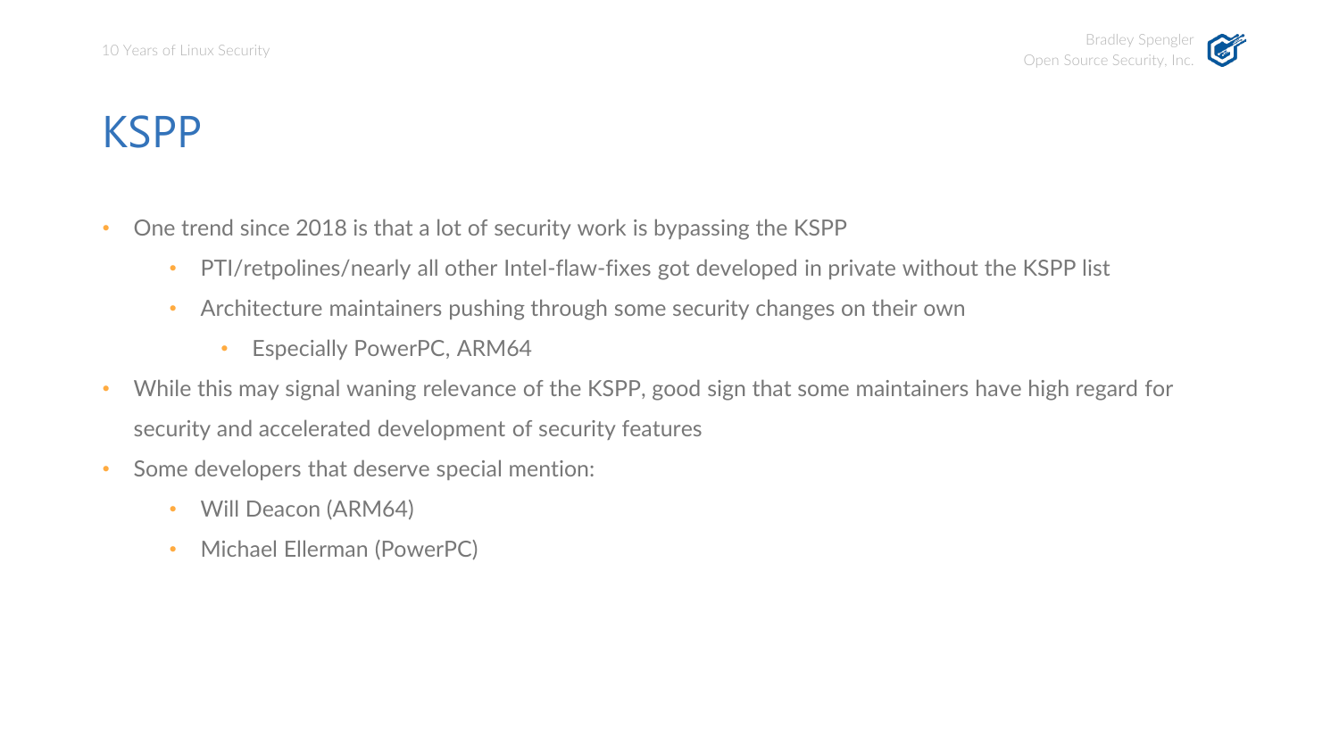# KSPP

- One trend since 2018 is that a lot of security work is bypassing the KSPP
  - PTI/retpolines/nearly all other Intel-flaw-fixes got developed in private without the KSPP list
  - Architecture maintainers pushing through some security changes on their own
    - Especially PowerPC, ARM64
- While this may signal waning relevance of the KSPP, good sign that some maintainers have high regard for security and accelerated development of security features
- Some developers that deserve special mention:
  - Will Deacon (ARM64)
  - Michael Ellerman (PowerPC)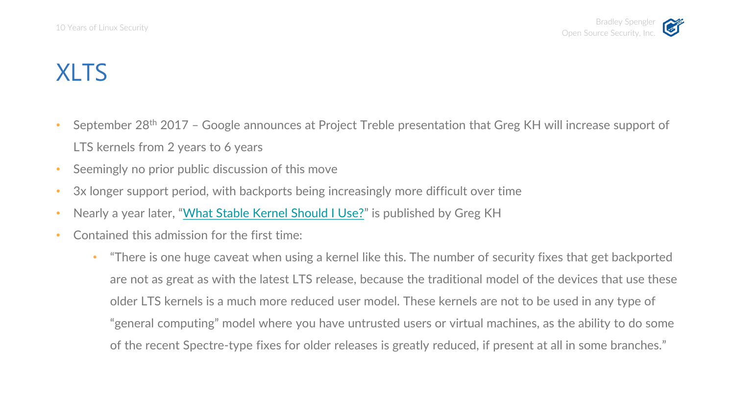# XLTS

- September 28th 2017 – Google announces at Project Treble presentation that Greg KH will increase support of LTS kernels from 2 years to 6 years
- Seemingly no prior public discussion of this move
- 3x longer support period, with backports being increasingly more difficult over time
- Nearly a year later, "What Stable Kernel Should I Use?" is published by Greg KH
- Contained this admission for the first time:
  - "There is one huge caveat when using a kernel like this. The number of security fixes that get backported are not as great as with the latest LTS release, because the traditional model of the devices that use these older LTS kernels is a much more reduced user model. These kernels are not to be used in any type of "general computing" model where you have untrusted users or virtual machines, as the ability to do some of the recent Spectre-type fixes for older releases is greatly reduced, if present at all in some branches."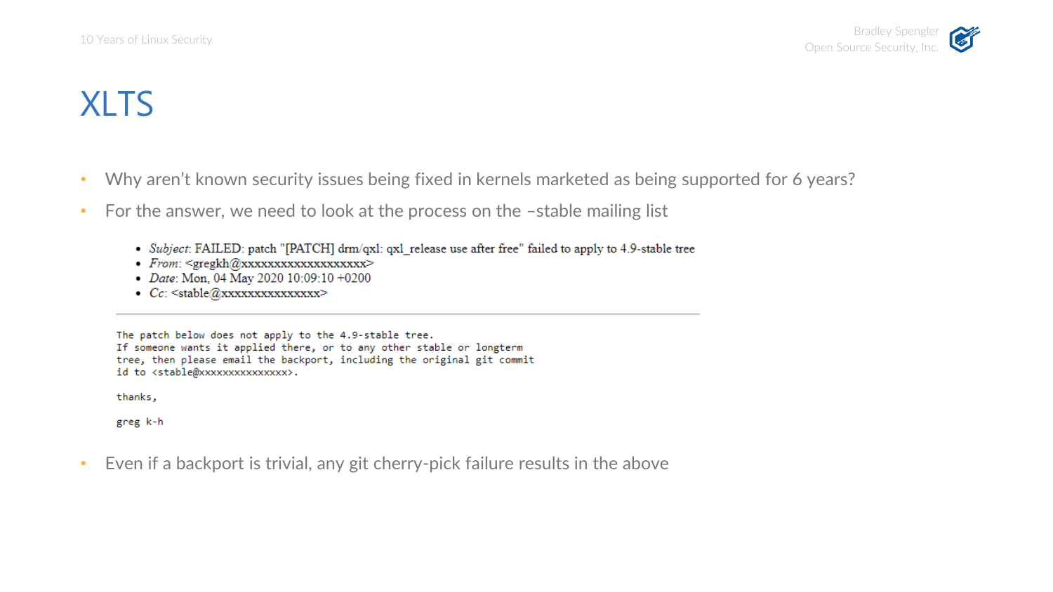# XLTS

- Why aren't known security issues being fixed in kernels marketed as being supported for 6 years?
- For the answer, we need to look at the process on the –stable mailing list

  - *Subject*: FAILED: patch "[PATCH] drm/qxl: qxl_release use after free" failed to apply to 4.9-stable tree
  - *From*: <gregkh@xxxxxxxxxxxxxxxxxxx>
  - *Date*: Mon, 04 May 2020 10:09:10 +0200
  - *Cc*: <stable@xxxxxxxxxxxxxxx>

---

```
The patch below does not apply to the 4.9-stable tree.
If someone wants it applied there, or to any other stable or longterm
tree, then please email the backport, including the original git commit
id to <stable@xxxxxxxxxxxxxxx>.

thanks,

greg k-h
```

- Even if a backport is trivial, any git cherry-pick failure results in the above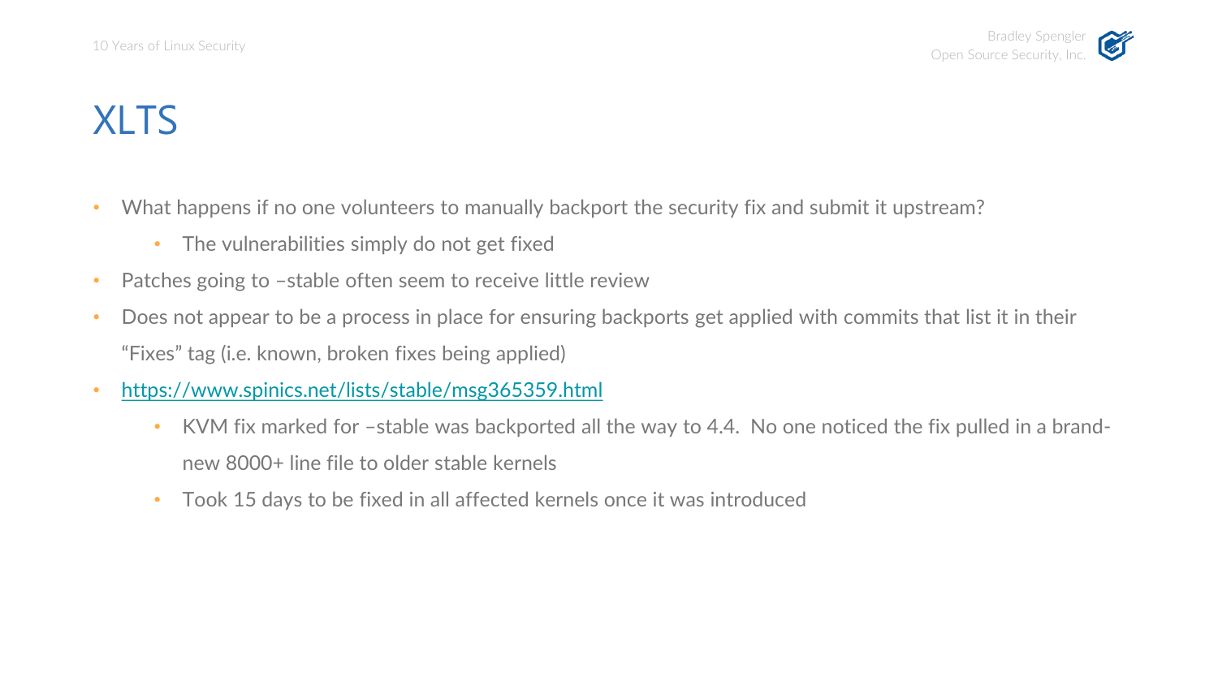# XLTS

- What happens if no one volunteers to manually backport the security fix and submit it upstream?
  - The vulnerabilities simply do not get fixed
- Patches going to –stable often seem to receive little review
- Does not appear to be a process in place for ensuring backports get applied with commits that list it in their "Fixes" tag (i.e. known, broken fixes being applied)
- https://www.spinics.net/lists/stable/msg365359.html
  - KVM fix marked for –stable was backported all the way to 4.4. No one noticed the fix pulled in a brand-new 8000+ line file to older stable kernels
  - Took 15 days to be fixed in all affected kernels once it was introduced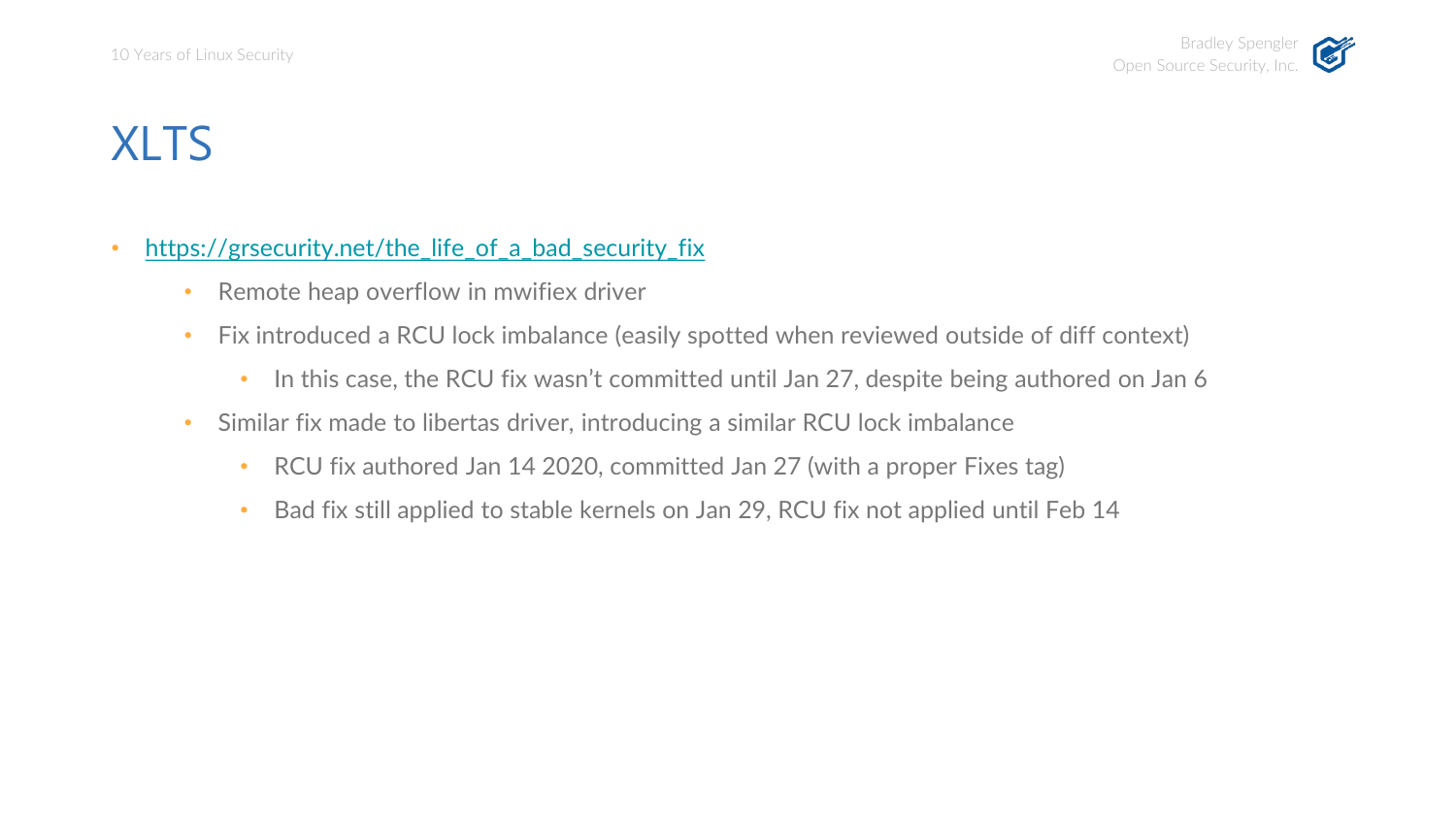# XLTS

- https://grsecurity.net/the_life_of_a_bad_security_fix
  - Remote heap overflow in mwifiex driver
  - Fix introduced a RCU lock imbalance (easily spotted when reviewed outside of diff context)
    - In this case, the RCU fix wasn't committed until Jan 27, despite being authored on Jan 6
  - Similar fix made to libertas driver, introducing a similar RCU lock imbalance
    - RCU fix authored Jan 14 2020, committed Jan 27 (with a proper Fixes tag)
    - Bad fix still applied to stable kernels on Jan 29, RCU fix not applied until Feb 14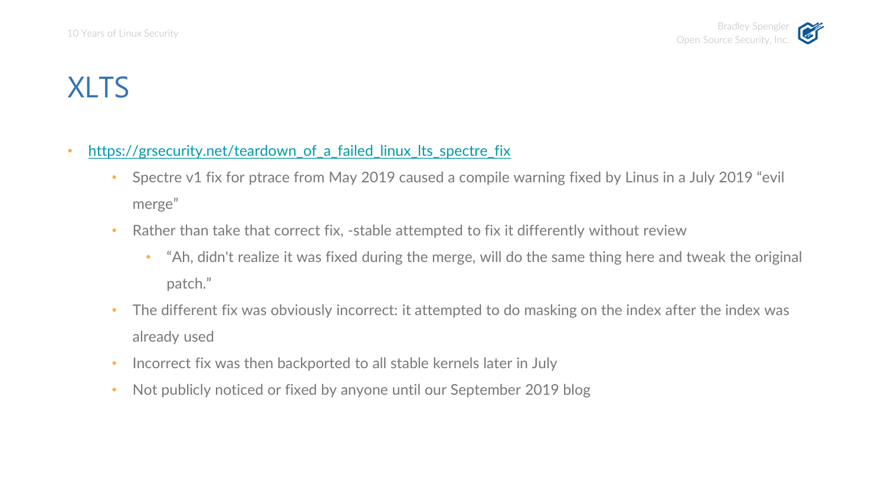# XLTS

- https://grsecurity.net/teardown_of_a_failed_linux_lts_spectre_fix
  - Spectre v1 fix for ptrace from May 2019 caused a compile warning fixed by Linus in a July 2019 "evil merge"
  - Rather than take that correct fix, -stable attempted to fix it differently without review
    - "Ah, didn't realize it was fixed during the merge, will do the same thing here and tweak the original patch."
  - The different fix was obviously incorrect: it attempted to do masking on the index after the index was already used
  - Incorrect fix was then backported to all stable kernels later in July
  - Not publicly noticed or fixed by anyone until our September 2019 blog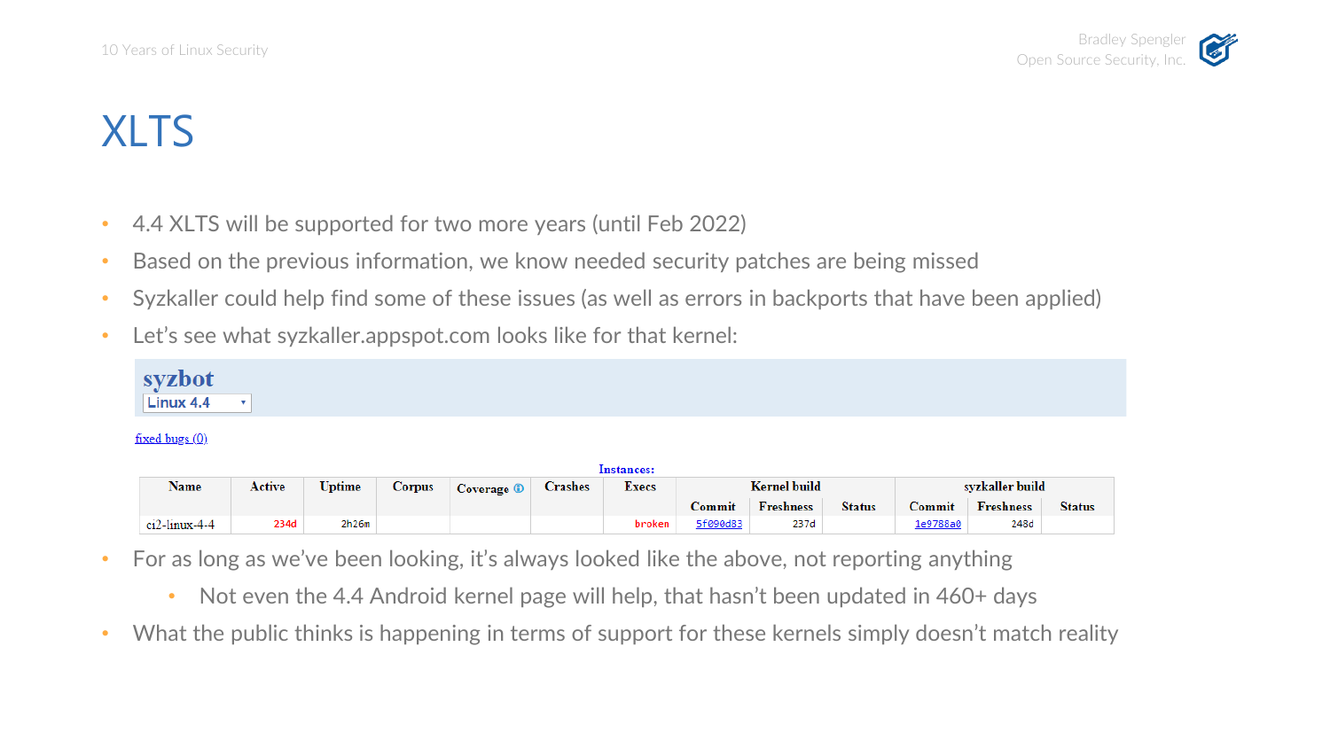# XLTS

- 4.4 XLTS will be supported for two more years (until Feb 2022)
- Based on the previous information, we know needed security patches are being missed
- Syzkaller could help find some of these issues (as well as errors in backports that have been applied)
- Let's see what syzkaller.appspot.com looks like for that kernel:

**syzbot**

Linux 4.4

fixed bugs (0)

Instances:

| Name | Active | Uptime | Corpus | Coverage | Crashes | Execs | Kernel build | | | syzkaller build | | |
|---|---|---|---|---|---|---|---|---|---|---|---|---|
| | | | | | | | Commit | Freshness | Status | Commit | Freshness | Status |
| ci2-linux-4-4 | 234d | 2h26m | | | | broken | 5f090d83 | 237d | | 1e9788a0 | 248d | |

- For as long as we've been looking, it's always looked like the above, not reporting anything
  - Not even the 4.4 Android kernel page will help, that hasn't been updated in 460+ days
- What the public thinks is happening in terms of support for these kernels simply doesn't match reality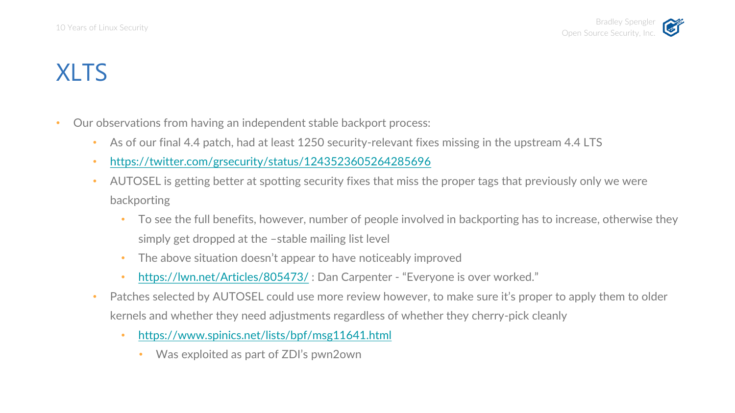# XLTS

- Our observations from having an independent stable backport process:
  - As of our final 4.4 patch, had at least 1250 security-relevant fixes missing in the upstream 4.4 LTS
  - https://twitter.com/grsecurity/status/1243523605264285696
  - AUTOSEL is getting better at spotting security fixes that miss the proper tags that previously only we were backporting
    - To see the full benefits, however, number of people involved in backporting has to increase, otherwise they simply get dropped at the –stable mailing list level
    - The above situation doesn't appear to have noticeably improved
    - https://lwn.net/Articles/805473/ : Dan Carpenter - "Everyone is over worked."
  - Patches selected by AUTOSEL could use more review however, to make sure it's proper to apply them to older kernels and whether they need adjustments regardless of whether they cherry-pick cleanly
    - https://www.spinics.net/lists/bpf/msg11641.html
      - Was exploited as part of ZDI's pwn2own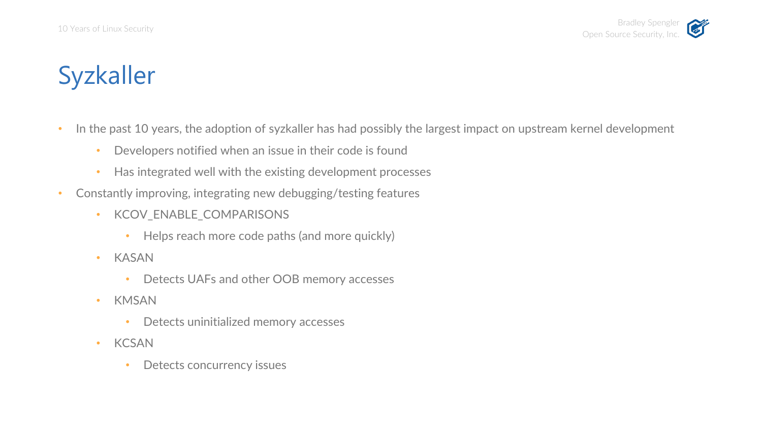# Syzkaller

- In the past 10 years, the adoption of syzkaller has had possibly the largest impact on upstream kernel development
  - Developers notified when an issue in their code is found
  - Has integrated well with the existing development processes
- Constantly improving, integrating new debugging/testing features
  - KCOV_ENABLE_COMPARISONS
    - Helps reach more code paths (and more quickly)
  - KASAN
    - Detects UAFs and other OOB memory accesses
  - KMSAN
    - Detects uninitialized memory accesses
  - KCSAN
    - Detects concurrency issues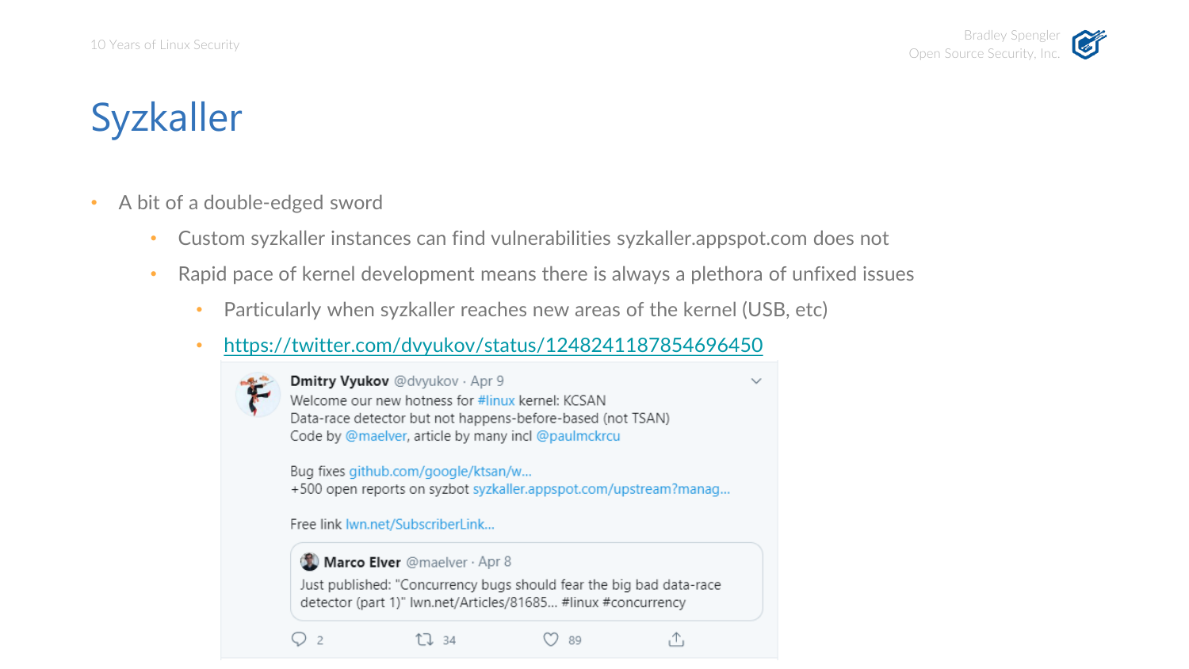# Syzkaller

- A bit of a double-edged sword
  - Custom syzkaller instances can find vulnerabilities syzkaller.appspot.com does not
  - Rapid pace of kernel development means there is always a plethora of unfixed issues
    - Particularly when syzkaller reaches new areas of the kernel (USB, etc)
    - https://twitter.com/dvyukov/status/1248241187854696450

**Dmitry Vyukov** @dvyukov · Apr 9
Welcome our new hotness for #linux kernel: KCSAN
Data-race detector but not happens-before-based (not TSAN)
Code by @maelver, article by many incl @paulmckrcu

Bug fixes github.com/google/ktsan/w...
+500 open reports on syzbot syzkaller.appspot.com/upstream?manag...

Free link lwn.net/SubscriberLink...

> **Marco Elver** @maelver · Apr 8
> Just published: "Concurrency bugs should fear the big bad data-race detector (part 1)" lwn.net/Articles/81685... #linux #concurrency

2 · 34 · 89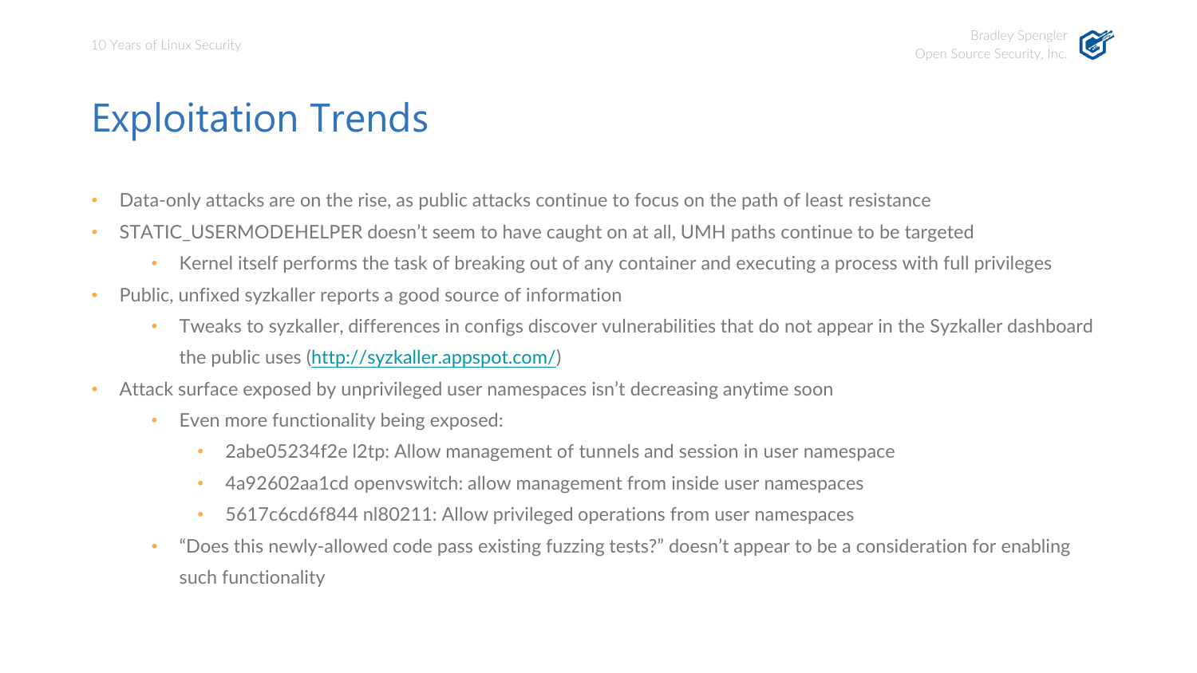# Exploitation Trends

- Data-only attacks are on the rise, as public attacks continue to focus on the path of least resistance
- STATIC_USERMODEHELPER doesn't seem to have caught on at all, UMH paths continue to be targeted
  - Kernel itself performs the task of breaking out of any container and executing a process with full privileges
- Public, unfixed syzkaller reports a good source of information
  - Tweaks to syzkaller, differences in configs discover vulnerabilities that do not appear in the Syzkaller dashboard the public uses (http://syzkaller.appspot.com/)
- Attack surface exposed by unprivileged user namespaces isn't decreasing anytime soon
  - Even more functionality being exposed:
    - 2abe05234f2e l2tp: Allow management of tunnels and session in user namespace
    - 4a92602aa1cd openvswitch: allow management from inside user namespaces
    - 5617c6cd6f844 nl80211: Allow privileged operations from user namespaces
  - "Does this newly-allowed code pass existing fuzzing tests?" doesn't appear to be a consideration for enabling such functionality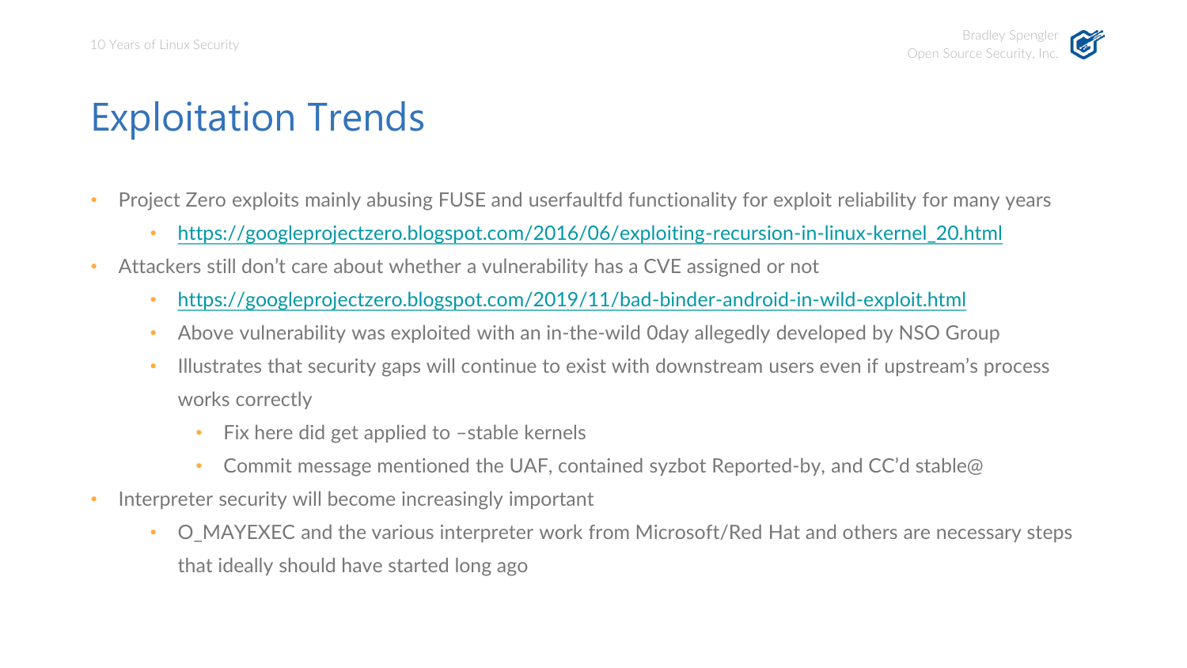# Exploitation Trends

- Project Zero exploits mainly abusing FUSE and userfaultfd functionality for exploit reliability for many years
  - https://googleprojectzero.blogspot.com/2016/06/exploiting-recursion-in-linux-kernel_20.html
- Attackers still don't care about whether a vulnerability has a CVE assigned or not
  - https://googleprojectzero.blogspot.com/2019/11/bad-binder-android-in-wild-exploit.html
  - Above vulnerability was exploited with an in-the-wild 0day allegedly developed by NSO Group
  - Illustrates that security gaps will continue to exist with downstream users even if upstream's process works correctly
    - Fix here did get applied to –stable kernels
    - Commit message mentioned the UAF, contained syzbot Reported-by, and CC'd stable@
- Interpreter security will become increasingly important
  - O_MAYEXEC and the various interpreter work from Microsoft/Red Hat and others are necessary steps that ideally should have started long ago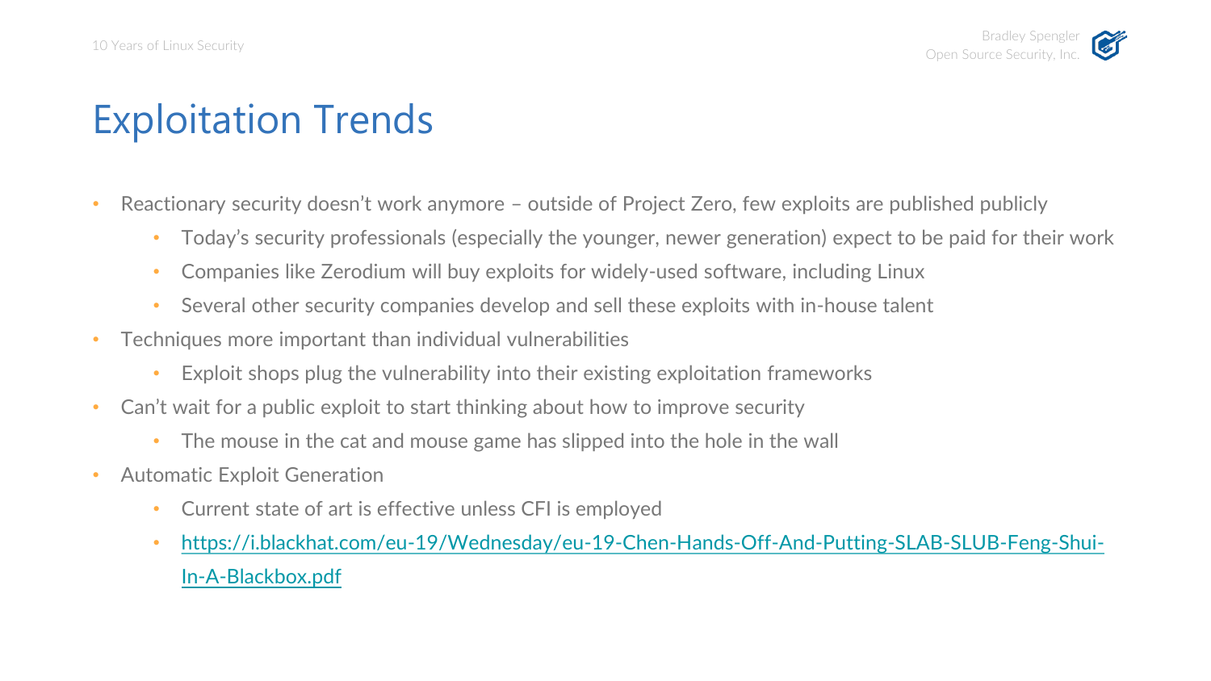# Exploitation Trends

- Reactionary security doesn't work anymore – outside of Project Zero, few exploits are published publicly
  - Today's security professionals (especially the younger, newer generation) expect to be paid for their work
  - Companies like Zerodium will buy exploits for widely-used software, including Linux
  - Several other security companies develop and sell these exploits with in-house talent
- Techniques more important than individual vulnerabilities
  - Exploit shops plug the vulnerability into their existing exploitation frameworks
- Can't wait for a public exploit to start thinking about how to improve security
  - The mouse in the cat and mouse game has slipped into the hole in the wall
- Automatic Exploit Generation
  - Current state of art is effective unless CFI is employed
  - https://i.blackhat.com/eu-19/Wednesday/eu-19-Chen-Hands-Off-And-Putting-SLAB-SLUB-Feng-Shui-In-A-Blackbox.pdf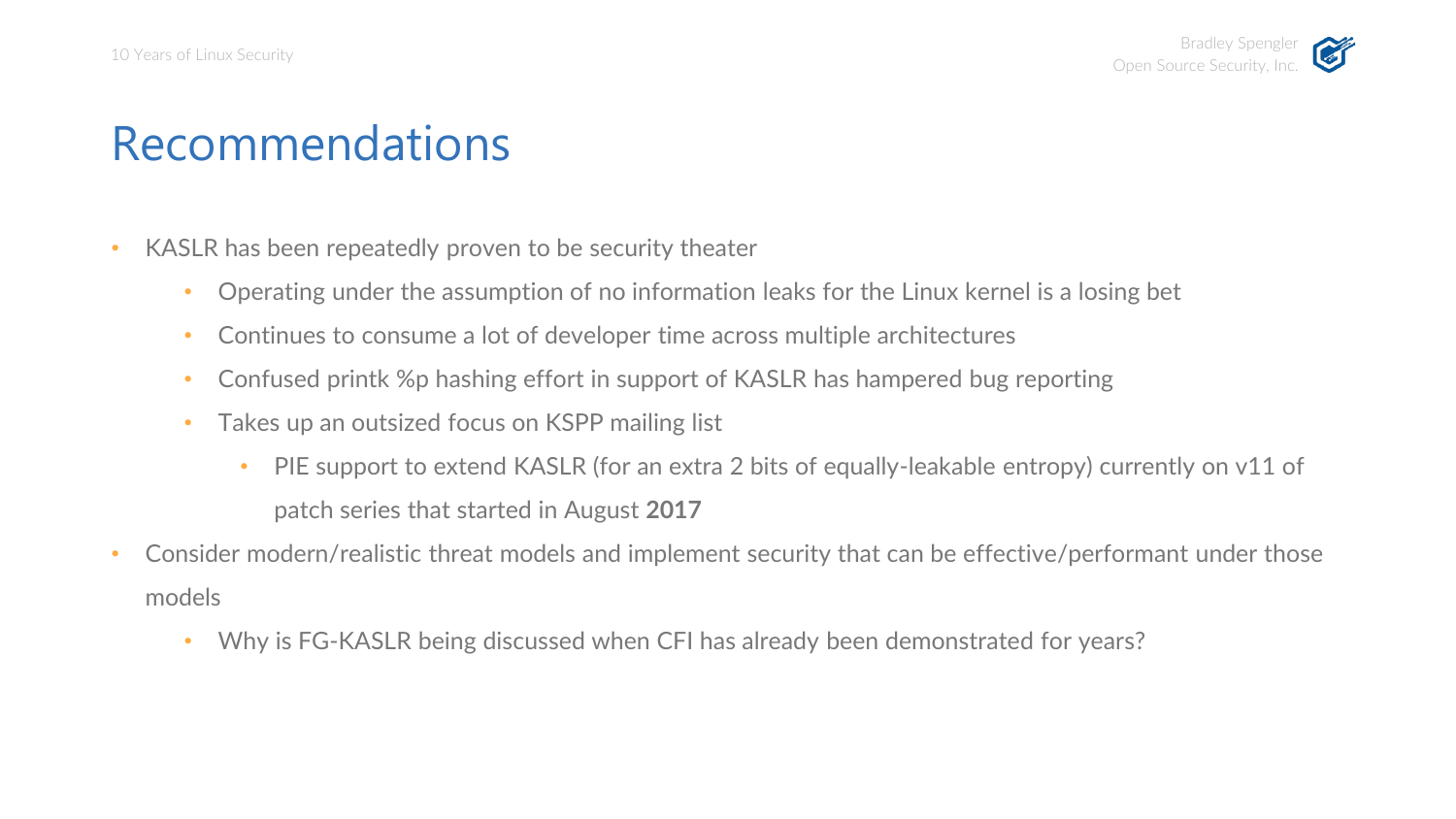# Recommendations

- KASLR has been repeatedly proven to be security theater
  - Operating under the assumption of no information leaks for the Linux kernel is a losing bet
  - Continues to consume a lot of developer time across multiple architectures
  - Confused printk %p hashing effort in support of KASLR has hampered bug reporting
  - Takes up an outsized focus on KSPP mailing list
    - PIE support to extend KASLR (for an extra 2 bits of equally-leakable entropy) currently on v11 of patch series that started in August **2017**
- Consider modern/realistic threat models and implement security that can be effective/performant under those models
  - Why is FG-KASLR being discussed when CFI has already been demonstrated for years?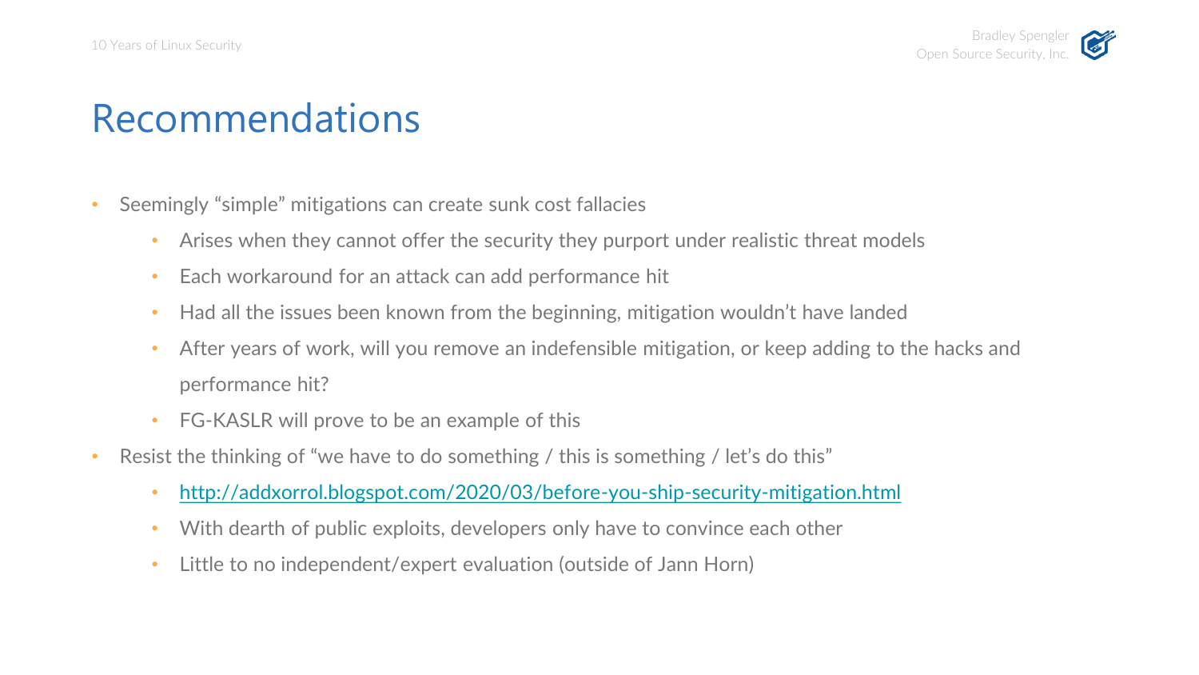# Recommendations

- Seemingly "simple" mitigations can create sunk cost fallacies
  - Arises when they cannot offer the security they purport under realistic threat models
  - Each workaround for an attack can add performance hit
  - Had all the issues been known from the beginning, mitigation wouldn't have landed
  - After years of work, will you remove an indefensible mitigation, or keep adding to the hacks and performance hit?
  - FG-KASLR will prove to be an example of this
- Resist the thinking of "we have to do something / this is something / let's do this"
  - http://addxorrol.blogspot.com/2020/03/before-you-ship-security-mitigation.html
  - With dearth of public exploits, developers only have to convince each other
  - Little to no independent/expert evaluation (outside of Jann Horn)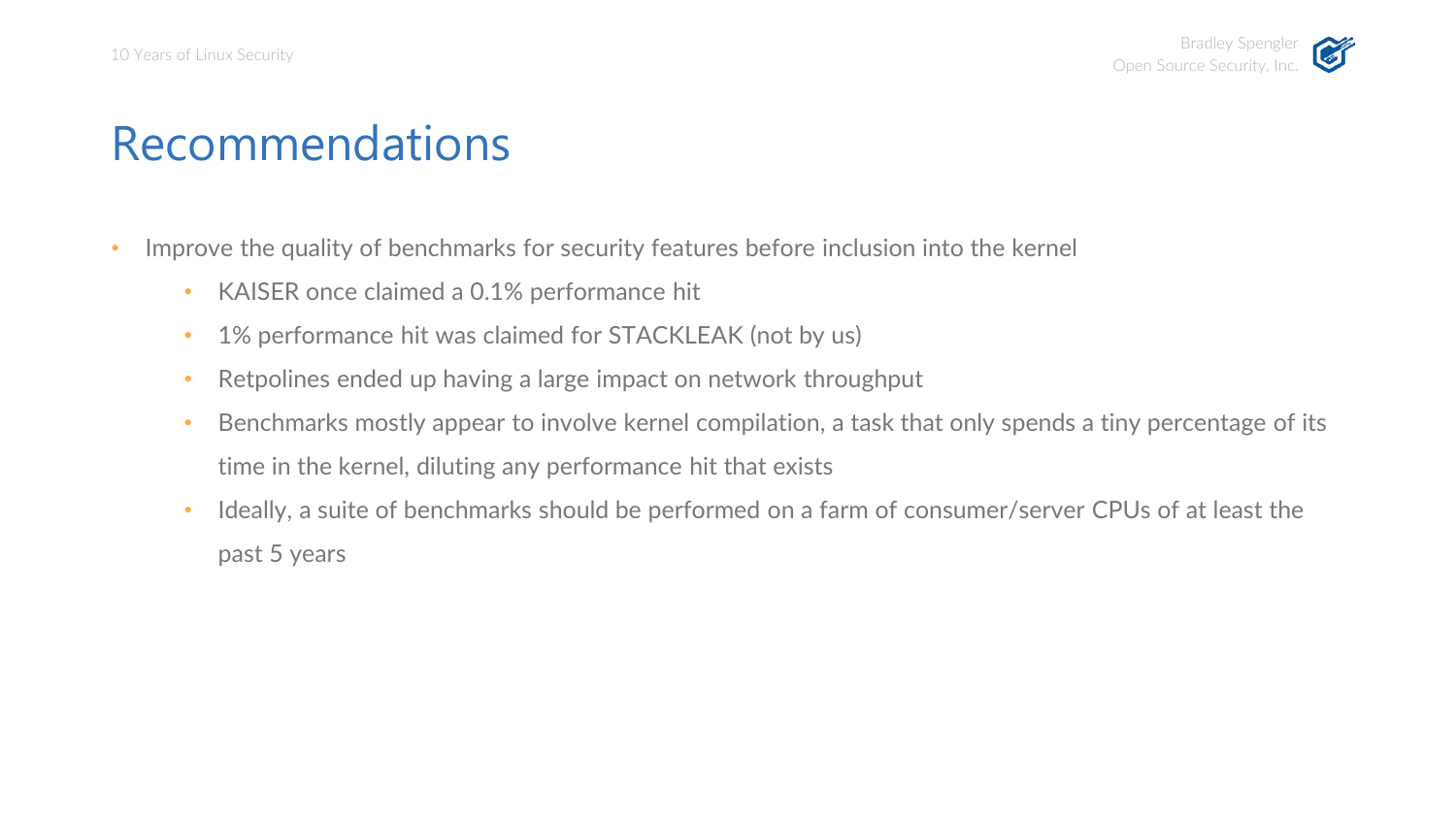# Recommendations

- Improve the quality of benchmarks for security features before inclusion into the kernel
  - KAISER once claimed a 0.1% performance hit
  - 1% performance hit was claimed for STACKLEAK (not by us)
  - Retpolines ended up having a large impact on network throughput
  - Benchmarks mostly appear to involve kernel compilation, a task that only spends a tiny percentage of its time in the kernel, diluting any performance hit that exists
  - Ideally, a suite of benchmarks should be performed on a farm of consumer/server CPUs of at least the past 5 years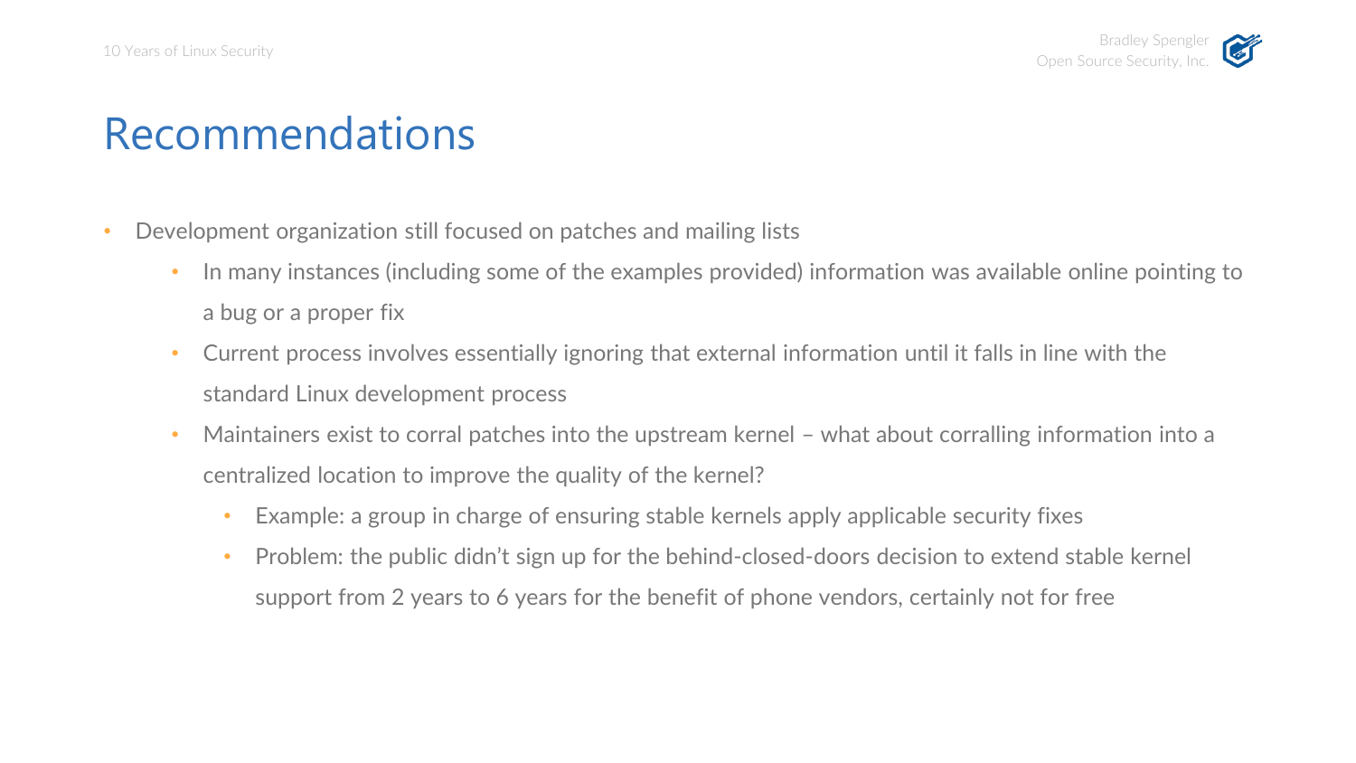# Recommendations

- Development organization still focused on patches and mailing lists
  - In many instances (including some of the examples provided) information was available online pointing to a bug or a proper fix
  - Current process involves essentially ignoring that external information until it falls in line with the standard Linux development process
  - Maintainers exist to corral patches into the upstream kernel – what about corralling information into a centralized location to improve the quality of the kernel?
    - Example: a group in charge of ensuring stable kernels apply applicable security fixes
    - Problem: the public didn't sign up for the behind-closed-doors decision to extend stable kernel support from 2 years to 6 years for the benefit of phone vendors, certainly not for free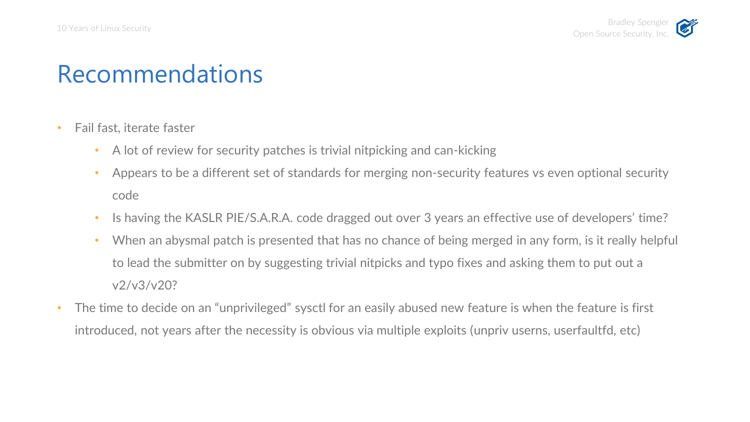# Recommendations

- Fail fast, iterate faster
  - A lot of review for security patches is trivial nitpicking and can-kicking
  - Appears to be a different set of standards for merging non-security features vs even optional security code
  - Is having the KASLR PIE/S.A.R.A. code dragged out over 3 years an effective use of developers' time?
  - When an abysmal patch is presented that has no chance of being merged in any form, is it really helpful to lead the submitter on by suggesting trivial nitpicks and typo fixes and asking them to put out a v2/v3/v20?
- The time to decide on an "unprivileged" sysctl for an easily abused new feature is when the feature is first introduced, not years after the necessity is obvious via multiple exploits (unpriv userns, userfaultfd, etc)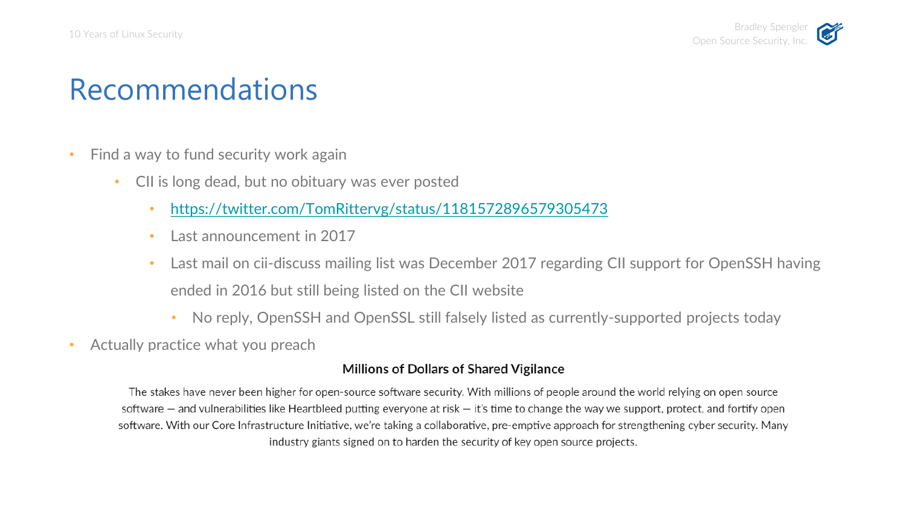# Recommendations

- Find a way to fund security work again
  - CII is long dead, but no obituary was ever posted
    - https://twitter.com/TomRittervg/status/1181572896579305473
    - Last announcement in 2017
    - Last mail on cii-discuss mailing list was December 2017 regarding CII support for OpenSSH having ended in 2016 but still being listed on the CII website
      - No reply, OpenSSH and OpenSSL still falsely listed as currently-supported projects today
- Actually practice what you preach

**Millions of Dollars of Shared Vigilance**

The stakes have never been higher for open-source software security. With millions of people around the world relying on open source software — and vulnerabilities like Heartbleed putting everyone at risk — it's time to change the way we support, protect, and fortify open software. With our Core Infrastructure Initiative, we're taking a collaborative, pre-emptive approach for strengthening cyber security. Many industry giants signed on to harden the security of key open source projects.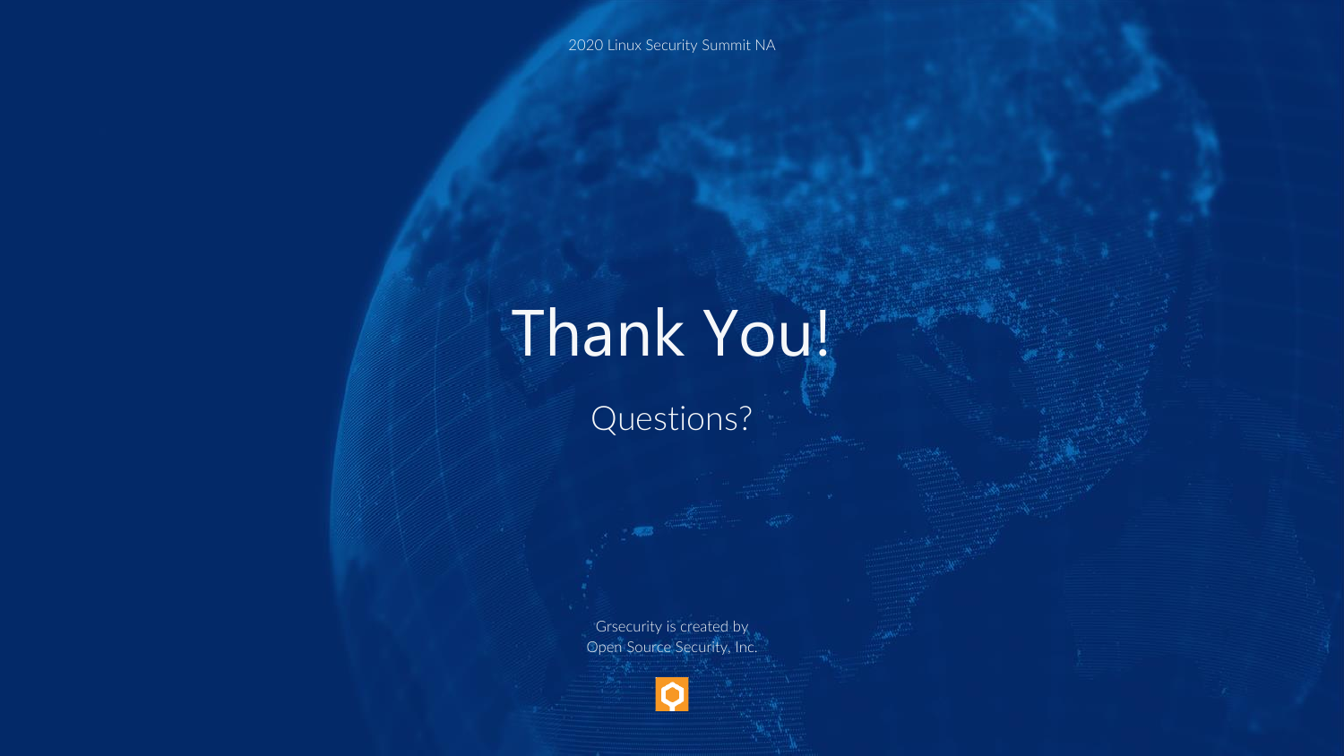# Thank You!

Questions?

Grsecurity is created by
Open Source Security, Inc.